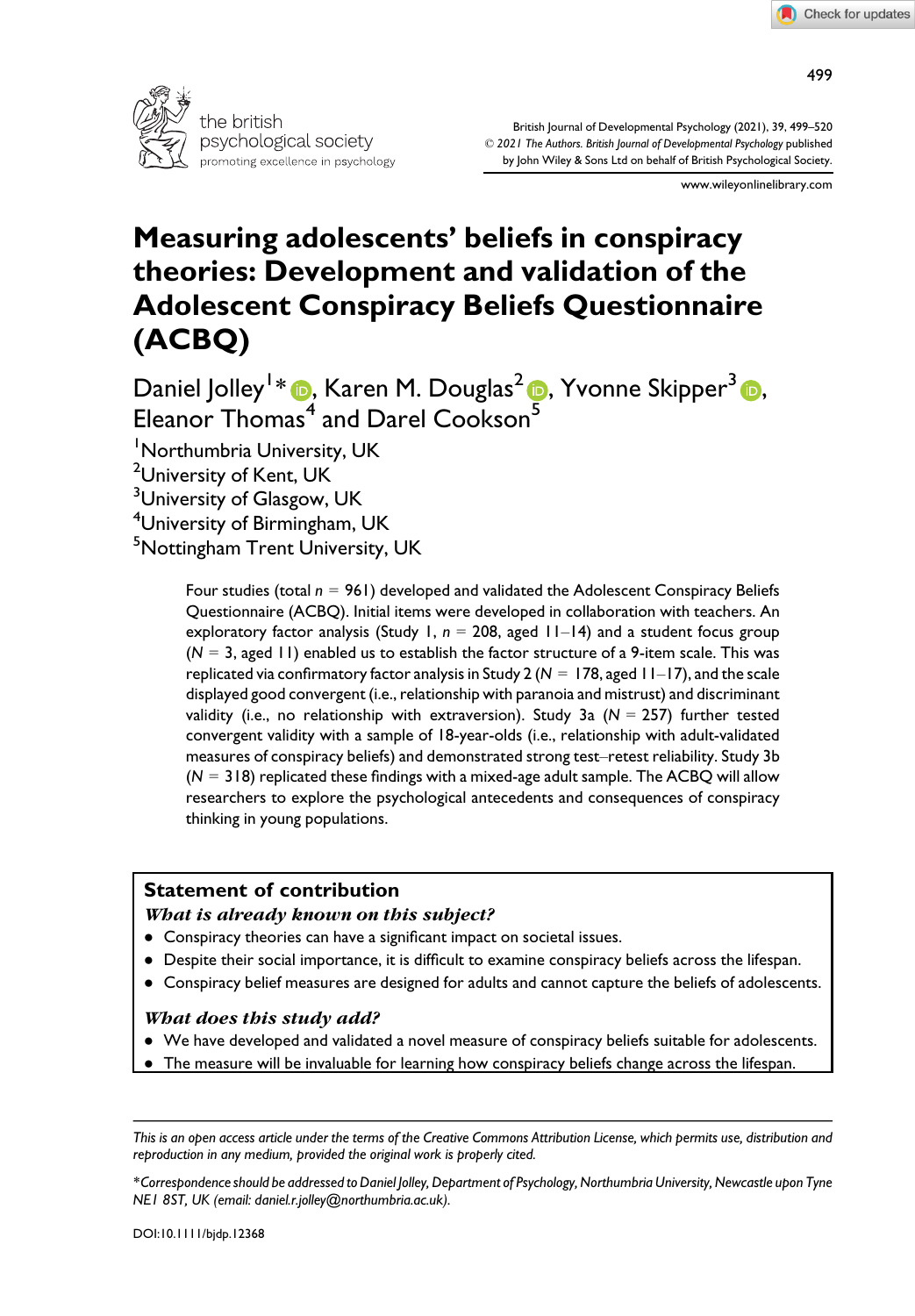# Measuring adolescents' beliefs in conspiracy theories: Development and validation of the Adolescent Conspiracy Beliefs Questionnaire (ACBQ)

Daniel Jolley[1]*, Karen M. Douglas[2], Yvonne Skipper[3], Eleanor Thomas[4] and Darel Cookson[5]

[1]Northumbria University, UK
[2]University of Kent, UK
[3]University of Glasgow, UK
[4]University of Birmingham, UK
[5]Nottingham Trent University, UK

Four studies (total $n = 961$) developed and validated the Adolescent Conspiracy Beliefs Questionnaire (ACBQ). Initial items were developed in collaboration with teachers. An exploratory factor analysis (Study 1, $n = 208$, aged 11–14) and a student focus group ($N = 3$, aged 11) enabled us to establish the factor structure of a 9-item scale. This was replicated via confirmatory factor analysis in Study 2 ($N = 178$, aged 11–17), and the scale displayed good convergent (i.e., relationship with paranoia and mistrust) and discriminant validity (i.e., no relationship with extraversion). Study 3a ($N = 257$) further tested convergent validity with a sample of 18-year-olds (i.e., relationship with adult-validated measures of conspiracy beliefs) and demonstrated strong test–retest reliability. Study 3b ($N = 318$) replicated these findings with a mixed-age adult sample. The ACBQ will allow researchers to explore the psychological antecedents and consequences of conspiracy thinking in young populations.

## Statement of contribution

### *What is already known on this subject?*

- Conspiracy theories can have a significant impact on societal issues.
- Despite their social importance, it is difficult to examine conspiracy beliefs across the lifespan.
- Conspiracy belief measures are designed for adults and cannot capture the beliefs of adolescents.

### *What does this study add?*

- We have developed and validated a novel measure of conspiracy beliefs suitable for adolescents.
- The measure will be invaluable for learning how conspiracy beliefs change across the lifespan.

*This is an open access article under the terms of the Creative Commons Attribution License, which permits use, distribution and reproduction in any medium, provided the original work is properly cited.*

*\*Correspondence should be addressed to Daniel Jolley, Department of Psychology, Northumbria University, Newcastle upon Tyne NE1 8ST, UK (email: daniel.r.jolley@northumbria.ac.uk).*

DOI:10.1111/bjdp.12368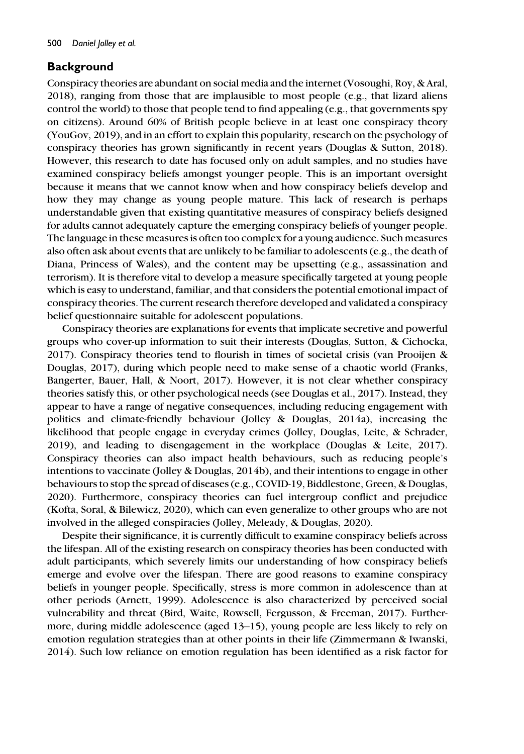## Background

Conspiracy theories are abundant on social media and the internet (Vosoughi, Roy, & Aral, 2018), ranging from those that are implausible to most people (e.g., that lizard aliens control the world) to those that people tend to find appealing (e.g., that governments spy on citizens). Around 60% of British people believe in at least one conspiracy theory (YouGov, 2019), and in an effort to explain this popularity, research on the psychology of conspiracy theories has grown significantly in recent years (Douglas & Sutton, 2018). However, this research to date has focused only on adult samples, and no studies have examined conspiracy beliefs amongst younger people. This is an important oversight because it means that we cannot know when and how conspiracy beliefs develop and how they may change as young people mature. This lack of research is perhaps understandable given that existing quantitative measures of conspiracy beliefs designed for adults cannot adequately capture the emerging conspiracy beliefs of younger people. The language in these measures is often too complex for a young audience. Such measures also often ask about events that are unlikely to be familiar to adolescents (e.g., the death of Diana, Princess of Wales), and the content may be upsetting (e.g., assassination and terrorism). It is therefore vital to develop a measure specifically targeted at young people which is easy to understand, familiar, and that considers the potential emotional impact of conspiracy theories. The current research therefore developed and validated a conspiracy belief questionnaire suitable for adolescent populations.

Conspiracy theories are explanations for events that implicate secretive and powerful groups who cover-up information to suit their interests (Douglas, Sutton, & Cichocka, 2017). Conspiracy theories tend to flourish in times of societal crisis (van Prooijen & Douglas, 2017), during which people need to make sense of a chaotic world (Franks, Bangerter, Bauer, Hall, & Noort, 2017). However, it is not clear whether conspiracy theories satisfy this, or other psychological needs (see Douglas et al., 2017). Instead, they appear to have a range of negative consequences, including reducing engagement with politics and climate-friendly behaviour (Jolley & Douglas, 2014a), increasing the likelihood that people engage in everyday crimes (Jolley, Douglas, Leite, & Schrader, 2019), and leading to disengagement in the workplace (Douglas & Leite, 2017). Conspiracy theories can also impact health behaviours, such as reducing people's intentions to vaccinate (Jolley & Douglas, 2014b), and their intentions to engage in other behaviours to stop the spread of diseases (e.g., COVID-19, Biddlestone, Green, & Douglas, 2020). Furthermore, conspiracy theories can fuel intergroup conflict and prejudice (Kofta, Soral, & Bilewicz, 2020), which can even generalize to other groups who are not involved in the alleged conspiracies (Jolley, Meleady, & Douglas, 2020).

Despite their significance, it is currently difficult to examine conspiracy beliefs across the lifespan. All of the existing research on conspiracy theories has been conducted with adult participants, which severely limits our understanding of how conspiracy beliefs emerge and evolve over the lifespan. There are good reasons to examine conspiracy beliefs in younger people. Specifically, stress is more common in adolescence than at other periods (Arnett, 1999). Adolescence is also characterized by perceived social vulnerability and threat (Bird, Waite, Rowsell, Fergusson, & Freeman, 2017). Furthermore, during middle adolescence (aged 13–15), young people are less likely to rely on emotion regulation strategies than at other points in their life (Zimmermann & Iwanski, 2014). Such low reliance on emotion regulation has been identified as a risk factor for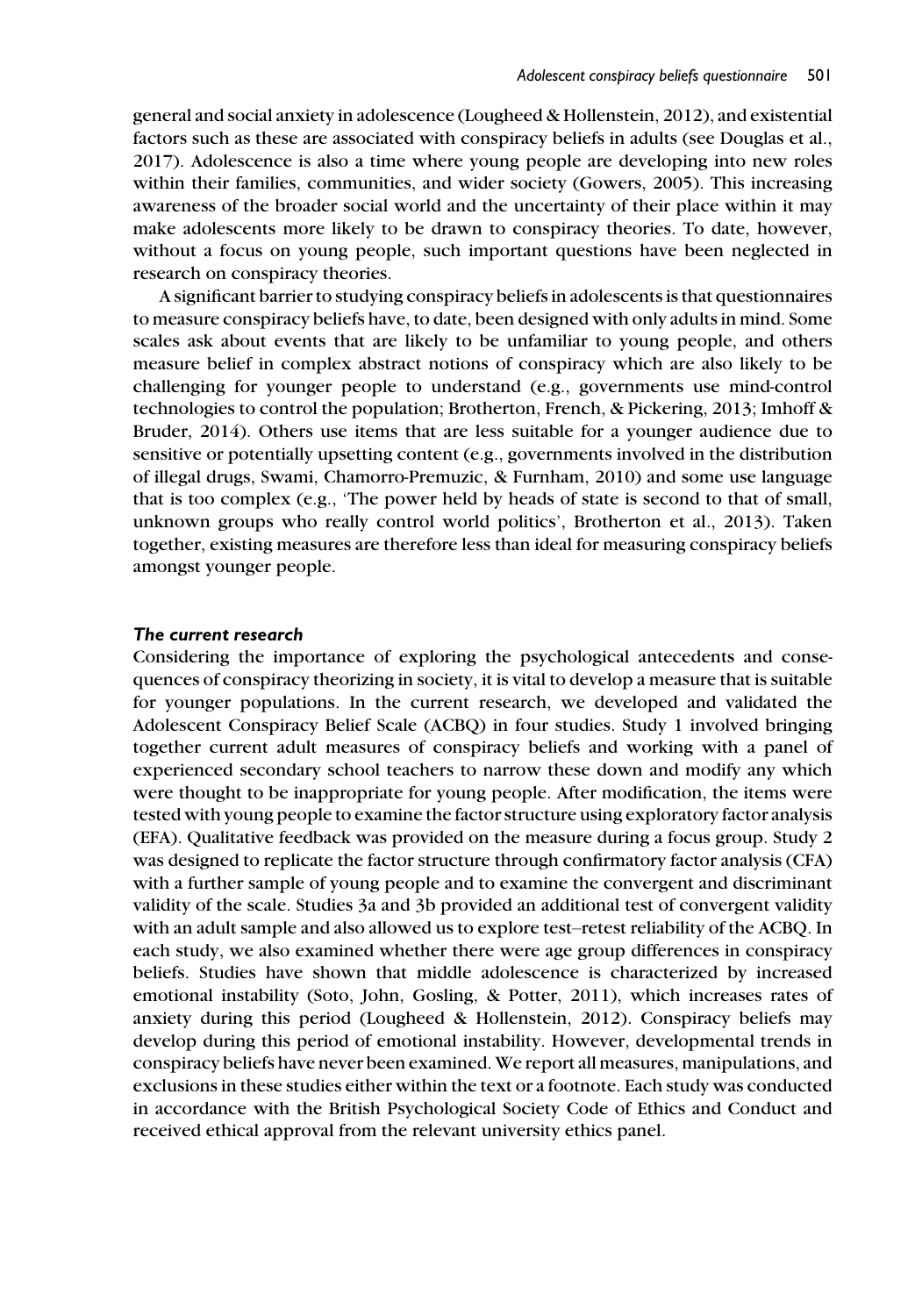general and social anxiety in adolescence (Lougheed & Hollenstein, 2012), and existential factors such as these are associated with conspiracy beliefs in adults (see Douglas et al., 2017). Adolescence is also a time where young people are developing into new roles within their families, communities, and wider society (Gowers, 2005). This increasing awareness of the broader social world and the uncertainty of their place within it may make adolescents more likely to be drawn to conspiracy theories. To date, however, without a focus on young people, such important questions have been neglected in research on conspiracy theories.

A significant barrier to studying conspiracy beliefs in adolescents is that questionnaires to measure conspiracy beliefs have, to date, been designed with only adults in mind. Some scales ask about events that are likely to be unfamiliar to young people, and others measure belief in complex abstract notions of conspiracy which are also likely to be challenging for younger people to understand (e.g., governments use mind-control technologies to control the population; Brotherton, French, & Pickering, 2013; Imhoff & Bruder, 2014). Others use items that are less suitable for a younger audience due to sensitive or potentially upsetting content (e.g., governments involved in the distribution of illegal drugs, Swami, Chamorro-Premuzic, & Furnham, 2010) and some use language that is too complex (e.g., 'The power held by heads of state is second to that of small, unknown groups who really control world politics', Brotherton et al., 2013). Taken together, existing measures are therefore less than ideal for measuring conspiracy beliefs amongst younger people.

### *The current research*

Considering the importance of exploring the psychological antecedents and consequences of conspiracy theorizing in society, it is vital to develop a measure that is suitable for younger populations. In the current research, we developed and validated the Adolescent Conspiracy Belief Scale (ACBQ) in four studies. Study 1 involved bringing together current adult measures of conspiracy beliefs and working with a panel of experienced secondary school teachers to narrow these down and modify any which were thought to be inappropriate for young people. After modification, the items were tested with young people to examine the factor structure using exploratory factor analysis (EFA). Qualitative feedback was provided on the measure during a focus group. Study 2 was designed to replicate the factor structure through confirmatory factor analysis (CFA) with a further sample of young people and to examine the convergent and discriminant validity of the scale. Studies 3a and 3b provided an additional test of convergent validity with an adult sample and also allowed us to explore test–retest reliability of the ACBQ. In each study, we also examined whether there were age group differences in conspiracy beliefs. Studies have shown that middle adolescence is characterized by increased emotional instability (Soto, John, Gosling, & Potter, 2011), which increases rates of anxiety during this period (Lougheed & Hollenstein, 2012). Conspiracy beliefs may develop during this period of emotional instability. However, developmental trends in conspiracy beliefs have never been examined. We report all measures, manipulations, and exclusions in these studies either within the text or a footnote. Each study was conducted in accordance with the British Psychological Society Code of Ethics and Conduct and received ethical approval from the relevant university ethics panel.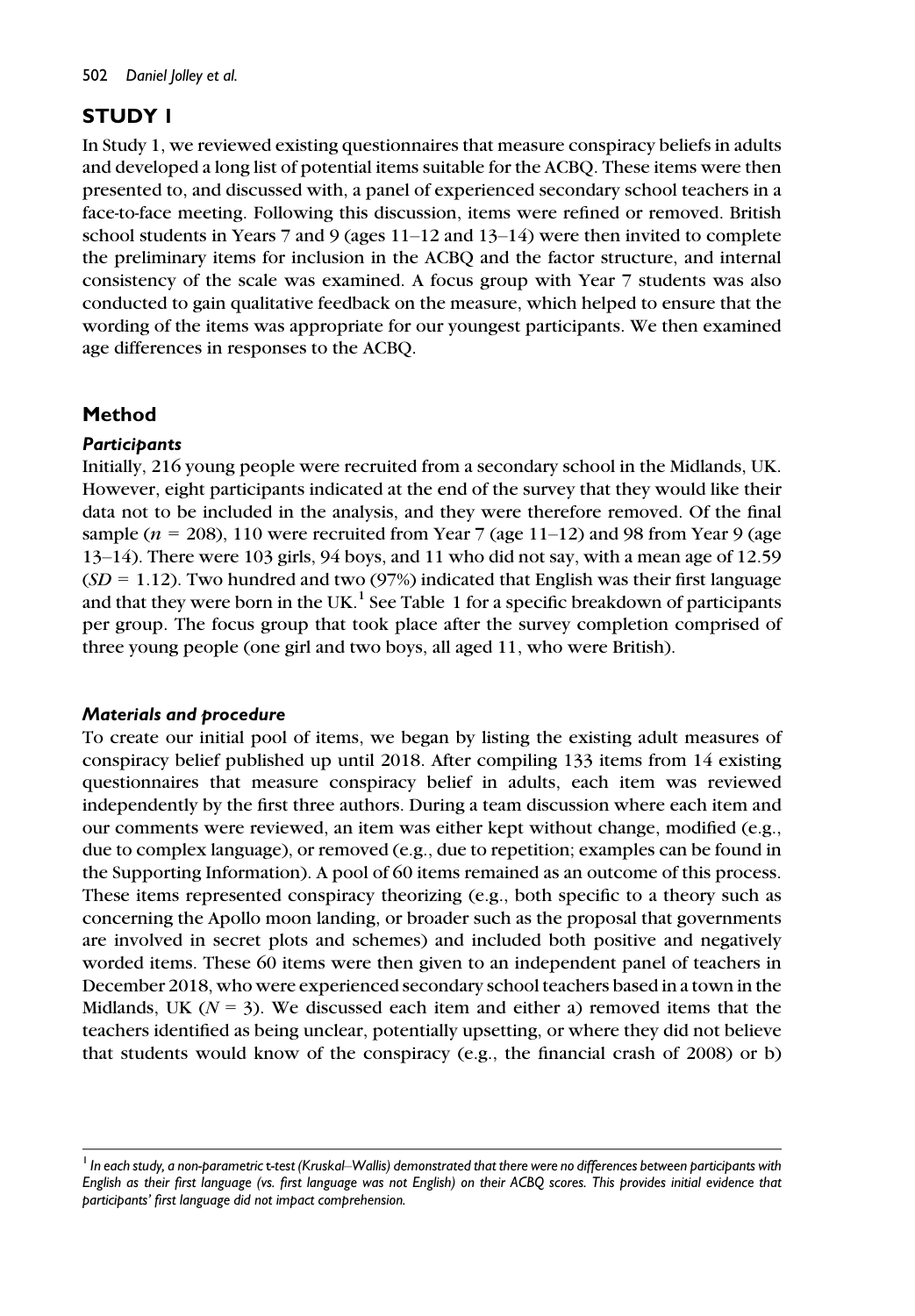## STUDY 1

In Study 1, we reviewed existing questionnaires that measure conspiracy beliefs in adults and developed a long list of potential items suitable for the ACBQ. These items were then presented to, and discussed with, a panel of experienced secondary school teachers in a face-to-face meeting. Following this discussion, items were refined or removed. British school students in Years 7 and 9 (ages 11–12 and 13–14) were then invited to complete the preliminary items for inclusion in the ACBQ and the factor structure, and internal consistency of the scale was examined. A focus group with Year 7 students was also conducted to gain qualitative feedback on the measure, which helped to ensure that the wording of the items was appropriate for our youngest participants. We then examined age differences in responses to the ACBQ.

### Method

#### *Participants*

Initially, 216 young people were recruited from a secondary school in the Midlands, UK. However, eight participants indicated at the end of the survey that they would like their data not to be included in the analysis, and they were therefore removed. Of the final sample ($n$ = 208), 110 were recruited from Year 7 (age 11–12) and 98 from Year 9 (age 13–14). There were 103 girls, 94 boys, and 11 who did not say, with a mean age of 12.59 ($SD$ = 1.12). Two hundred and two (97%) indicated that English was their first language and that they were born in the UK.[1] See Table 1 for a specific breakdown of participants per group. The focus group that took place after the survey completion comprised of three young people (one girl and two boys, all aged 11, who were British).

#### *Materials and procedure*

To create our initial pool of items, we began by listing the existing adult measures of conspiracy belief published up until 2018. After compiling 133 items from 14 existing questionnaires that measure conspiracy belief in adults, each item was reviewed independently by the first three authors. During a team discussion where each item and our comments were reviewed, an item was either kept without change, modified (e.g., due to complex language), or removed (e.g., due to repetition; examples can be found in the Supporting Information). A pool of 60 items remained as an outcome of this process. These items represented conspiracy theorizing (e.g., both specific to a theory such as concerning the Apollo moon landing, or broader such as the proposal that governments are involved in secret plots and schemes) and included both positive and negatively worded items. These 60 items were then given to an independent panel of teachers in December 2018, who were experienced secondary school teachers based in a town in the Midlands, UK ($N$ = 3). We discussed each item and either a) removed items that the teachers identified as being unclear, potentially upsetting, or where they did not believe that students would know of the conspiracy (e.g., the financial crash of 2008) or b)

---

[1] *In each study, a non-parametric* t*-test (Kruskal–Wallis) demonstrated that there were no differences between participants with English as their first language (vs. first language was not English) on their ACBQ scores. This provides initial evidence that participants' first language did not impact comprehension.*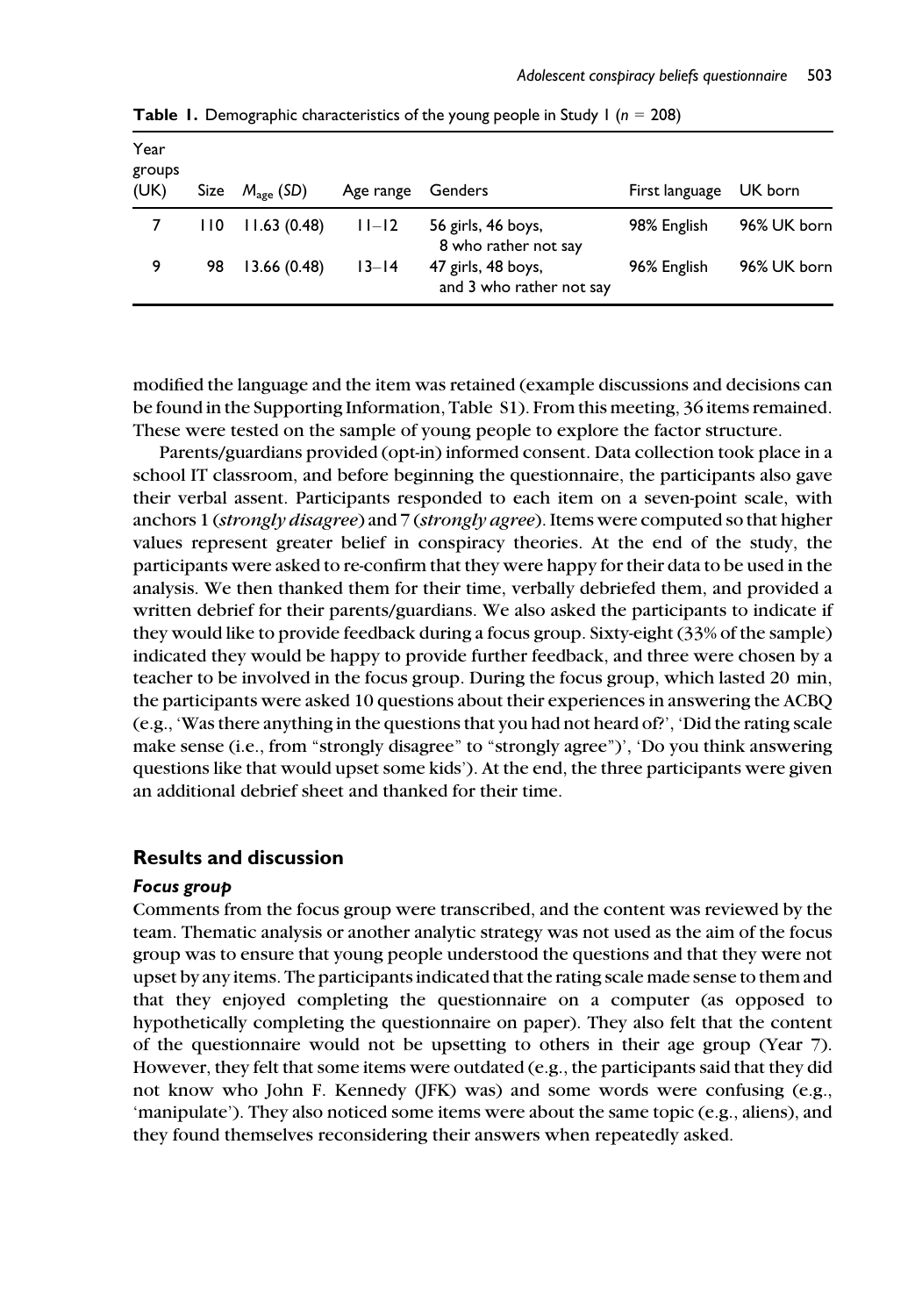**Table 1.** Demographic characteristics of the young people in Study 1 ($n$ = 208)

| Year groups (UK) | Size | $M_{age}$ (SD) | Age range | Genders | First language | UK born |
|---|---|---|---|---|---|---|
| 7 | 110 | 11.63 (0.48) | 11–12 | 56 girls, 46 boys, 8 who rather not say | 98% English | 96% UK born |
| 9 | 98 | 13.66 (0.48) | 13–14 | 47 girls, 48 boys, and 3 who rather not say | 96% English | 96% UK born |

modified the language and the item was retained (example discussions and decisions can be found in the Supporting Information, Table S1). From this meeting, 36 items remained. These were tested on the sample of young people to explore the factor structure.

Parents/guardians provided (opt-in) informed consent. Data collection took place in a school IT classroom, and before beginning the questionnaire, the participants also gave their verbal assent. Participants responded to each item on a seven-point scale, with anchors 1 (*strongly disagree*) and 7 (*strongly agree*). Items were computed so that higher values represent greater belief in conspiracy theories. At the end of the study, the participants were asked to re-confirm that they were happy for their data to be used in the analysis. We then thanked them for their time, verbally debriefed them, and provided a written debrief for their parents/guardians. We also asked the participants to indicate if they would like to provide feedback during a focus group. Sixty-eight (33% of the sample) indicated they would be happy to provide further feedback, and three were chosen by a teacher to be involved in the focus group. During the focus group, which lasted 20 min, the participants were asked 10 questions about their experiences in answering the ACBQ (e.g., 'Was there anything in the questions that you had not heard of?', 'Did the rating scale make sense (i.e., from "strongly disagree" to "strongly agree")', 'Do you think answering questions like that would upset some kids'). At the end, the three participants were given an additional debrief sheet and thanked for their time.

## Results and discussion

### Focus group

Comments from the focus group were transcribed, and the content was reviewed by the team. Thematic analysis or another analytic strategy was not used as the aim of the focus group was to ensure that young people understood the questions and that they were not upset by any items. The participants indicated that the rating scale made sense to them and that they enjoyed completing the questionnaire on a computer (as opposed to hypothetically completing the questionnaire on paper). They also felt that the content of the questionnaire would not be upsetting to others in their age group (Year 7). However, they felt that some items were outdated (e.g., the participants said that they did not know who John F. Kennedy (JFK) was) and some words were confusing (e.g., 'manipulate'). They also noticed some items were about the same topic (e.g., aliens), and they found themselves reconsidering their answers when repeatedly asked.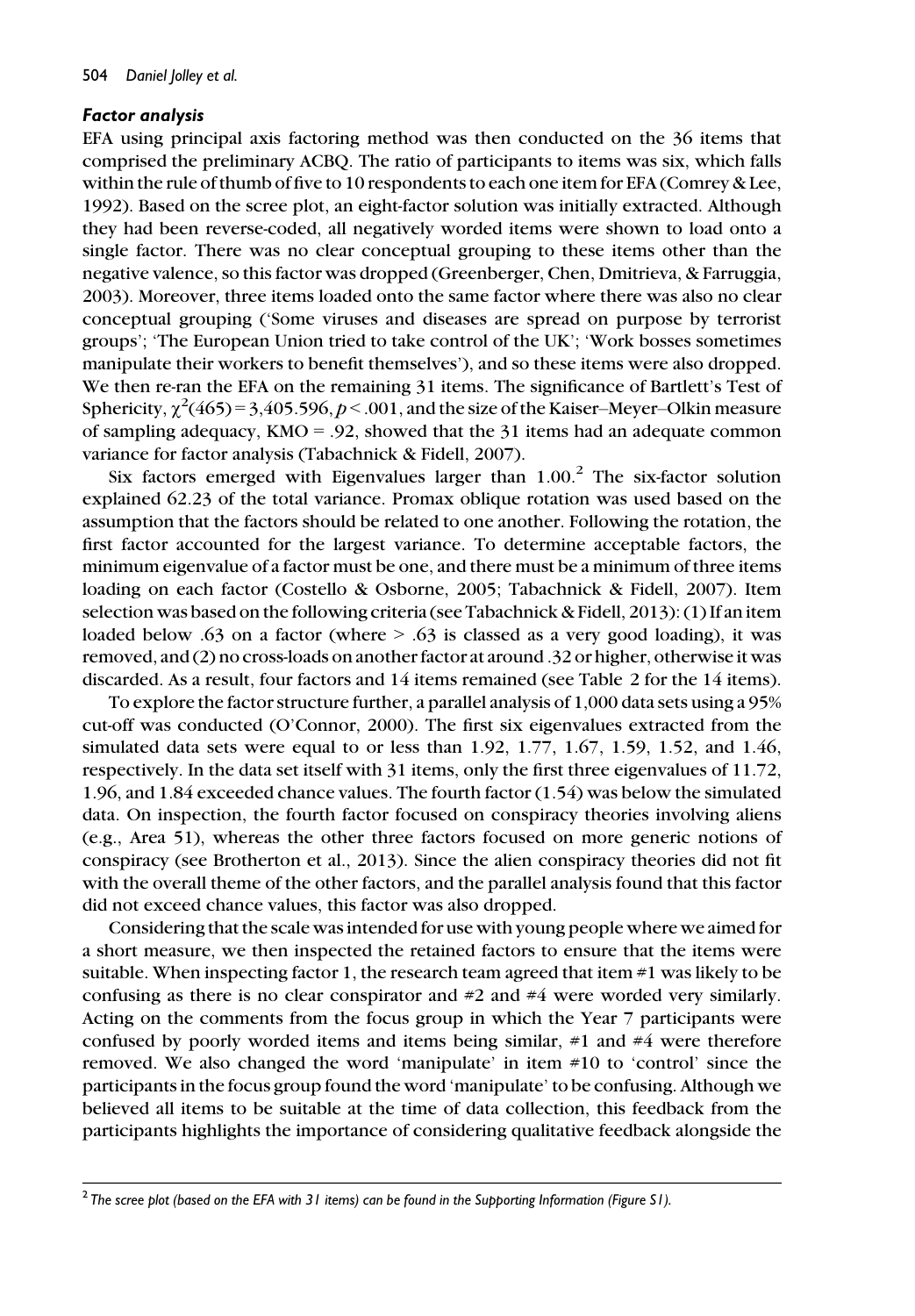### *Factor analysis*

EFA using principal axis factoring method was then conducted on the 36 items that comprised the preliminary ACBQ. The ratio of participants to items was six, which falls within the rule of thumb of five to 10 respondents to each one item for EFA (Comrey & Lee, 1992). Based on the scree plot, an eight-factor solution was initially extracted. Although they had been reverse-coded, all negatively worded items were shown to load onto a single factor. There was no clear conceptual grouping to these items other than the negative valence, so this factor was dropped (Greenberger, Chen, Dmitrieva, & Farruggia, 2003). Moreover, three items loaded onto the same factor where there was also no clear conceptual grouping ('Some viruses and diseases are spread on purpose by terrorist groups'; 'The European Union tried to take control of the UK'; 'Work bosses sometimes manipulate their workers to benefit themselves'), and so these items were also dropped. We then re-ran the EFA on the remaining 31 items. The significance of Bartlett's Test of Sphericity, $\chi^2(465) = 3{,}405.596$, $p < .001$, and the size of the Kaiser–Meyer–Olkin measure of sampling adequacy, KMO = .92, showed that the 31 items had an adequate common variance for factor analysis (Tabachnick & Fidell, 2007).

Six factors emerged with Eigenvalues larger than 1.00.[2] The six-factor solution explained 62.23 of the total variance. Promax oblique rotation was used based on the assumption that the factors should be related to one another. Following the rotation, the first factor accounted for the largest variance. To determine acceptable factors, the minimum eigenvalue of a factor must be one, and there must be a minimum of three items loading on each factor (Costello & Osborne, 2005; Tabachnick & Fidell, 2007). Item selection was based on the following criteria (see Tabachnick & Fidell, 2013): (1) If an item loaded below .63 on a factor (where > .63 is classed as a very good loading), it was removed, and (2) no cross-loads on another factor at around .32 or higher, otherwise it was discarded. As a result, four factors and 14 items remained (see Table 2 for the 14 items).

To explore the factor structure further, a parallel analysis of 1,000 data sets using a 95% cut-off was conducted (O'Connor, 2000). The first six eigenvalues extracted from the simulated data sets were equal to or less than 1.92, 1.77, 1.67, 1.59, 1.52, and 1.46, respectively. In the data set itself with 31 items, only the first three eigenvalues of 11.72, 1.96, and 1.84 exceeded chance values. The fourth factor (1.54) was below the simulated data. On inspection, the fourth factor focused on conspiracy theories involving aliens (e.g., Area 51), whereas the other three factors focused on more generic notions of conspiracy (see Brotherton et al., 2013). Since the alien conspiracy theories did not fit with the overall theme of the other factors, and the parallel analysis found that this factor did not exceed chance values, this factor was also dropped.

Considering that the scale was intended for use with young people where we aimed for a short measure, we then inspected the retained factors to ensure that the items were suitable. When inspecting factor 1, the research team agreed that item #1 was likely to be confusing as there is no clear conspirator and #2 and #4 were worded very similarly. Acting on the comments from the focus group in which the Year 7 participants were confused by poorly worded items and items being similar, #1 and #4 were therefore removed. We also changed the word 'manipulate' in item #10 to 'control' since the participants in the focus group found the word 'manipulate' to be confusing. Although we believed all items to be suitable at the time of data collection, this feedback from the participants highlights the importance of considering qualitative feedback alongside the

[2] *The scree plot (based on the EFA with 31 items) can be found in the Supporting Information (Figure S1).*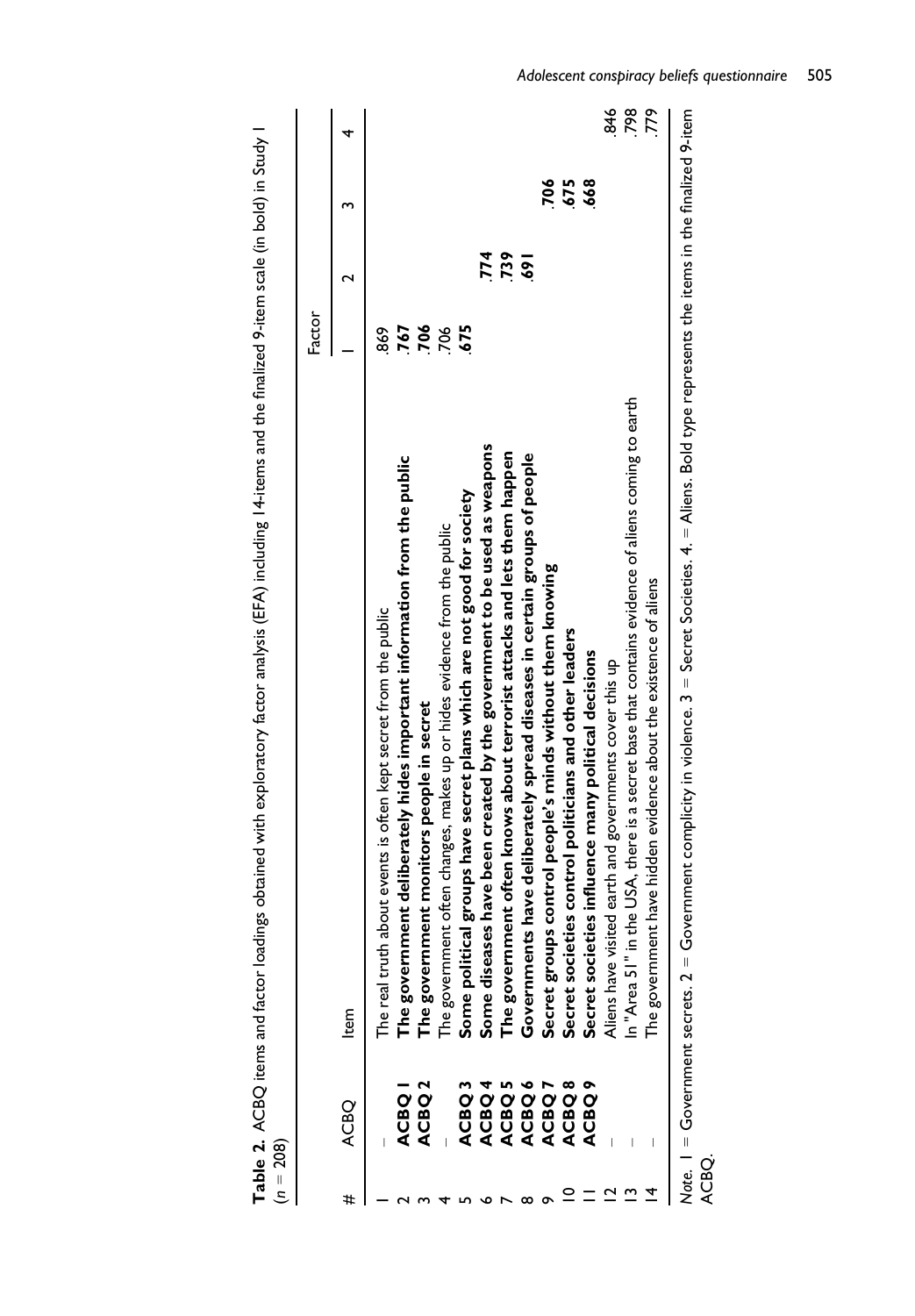**Table 2.** ACBQ items and factor loadings obtained with exploratory factor analysis (EFA) including 14-items and the finalized 9-item scale (in bold) in Study 1 ($n = 208$)

| # | ACBQ | Item | Factor 1 | Factor 2 | Factor 3 | Factor 4 |
|---|---|---|---|---|---|---|
| 1 | – | The real truth about events is often kept secret from the public | .869 | | | |
| 2 | **ACBQ 1** | **The government deliberately hides important information from the public** | **.767** | | | |
| 3 | **ACBQ 2** | **The government monitors people in secret** | **.706** | | | |
| 4 | – | The government often changes, makes up or hides evidence from the public | .706 | | | |
| 5 | **ACBQ 3** | **Some political groups have secret plans which are not good for society** | **.675** | | | |
| 6 | **ACBQ 4** | **Some diseases have been created by the government to be used as weapons** | | **.774** | | |
| 7 | **ACBQ 5** | **The government often knows about terrorist attacks and lets them happen** | | **.739** | | |
| 8 | **ACBQ 6** | **Governments have deliberately spread diseases in certain groups of people** | | **.691** | | |
| 9 | **ACBQ 7** | **Secret groups control people's minds without them knowing** | | | **.706** | |
| 10 | **ACBQ 8** | **Secret societies control politicians and other leaders** | | | **.675** | |
| 11 | **ACBQ 9** | **Secret societies influence many political decisions** | | | **.668** | |
| 12 | – | Aliens have visited earth and governments cover this up | | | | .846 |
| 13 | – | In "Area 51" in the USA, there is a secret base that contains evidence of aliens coming to earth | | | | .798 |
| 14 | – | The government have hidden evidence about the existence of aliens | | | | .779 |

*Note.* 1 = Government secrets. 2 = Government complicity in violence. 3 = Secret Societies. 4. = Aliens. Bold type represents the items in the finalized 9-item ACBQ.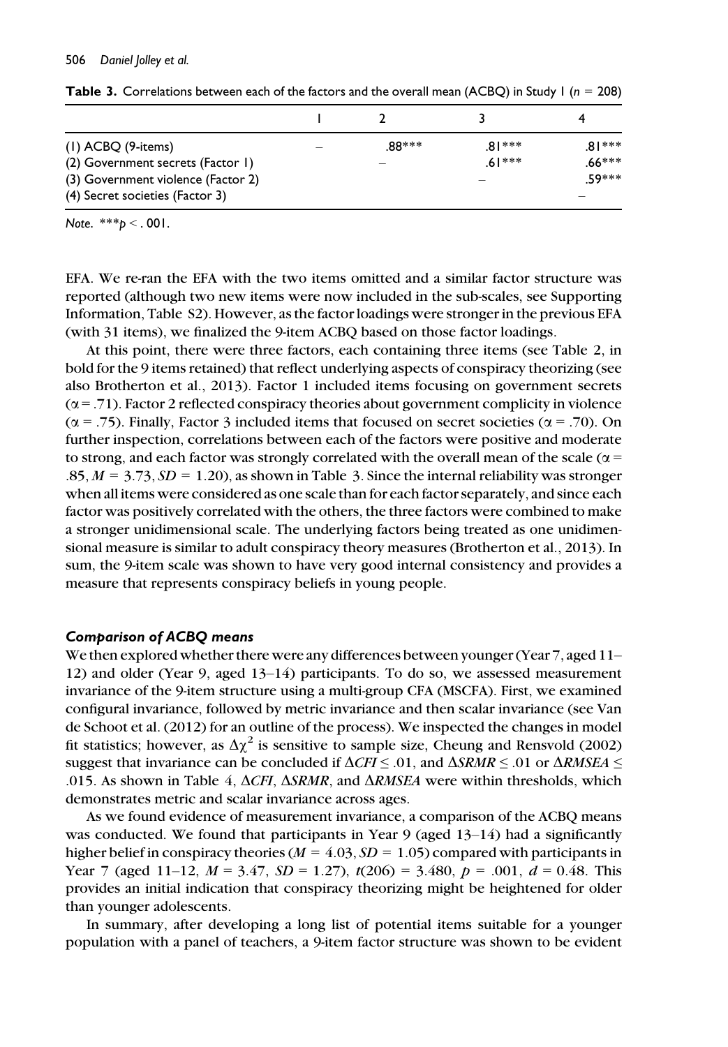**Table 3.** Correlations between each of the factors and the overall mean (ACBQ) in Study 1 ($n$ = 208)

| | 1 | 2 | 3 | 4 |
|---|---|---|---|---|
| (1) ACBQ (9-items) | – | .88*** | .81*** | .81*** |
| (2) Government secrets (Factor 1) | | – | .61*** | .66*** |
| (3) Government violence (Factor 2) | | | – | .59*** |
| (4) Secret societies (Factor 3) | | | | – |

*Note.* ***$p$ < .001.

EFA. We re-ran the EFA with the two items omitted and a similar factor structure was reported (although two new items were now included in the sub-scales, see Supporting Information, Table S2). However, as the factor loadings were stronger in the previous EFA (with 31 items), we finalized the 9-item ACBQ based on those factor loadings.

At this point, there were three factors, each containing three items (see Table 2, in bold for the 9 items retained) that reflect underlying aspects of conspiracy theorizing (see also Brotherton et al., 2013). Factor 1 included items focusing on government secrets ($\alpha$ = .71). Factor 2 reflected conspiracy theories about government complicity in violence ($\alpha$ = .75). Finally, Factor 3 included items that focused on secret societies ($\alpha$ = .70). On further inspection, correlations between each of the factors were positive and moderate to strong, and each factor was strongly correlated with the overall mean of the scale ($\alpha$ = .85, $M$ = 3.73, $SD$ = 1.20), as shown in Table 3. Since the internal reliability was stronger when all items were considered as one scale than for each factor separately, and since each factor was positively correlated with the others, the three factors were combined to make a stronger unidimensional scale. The underlying factors being treated as one unidimensional measure is similar to adult conspiracy theory measures (Brotherton et al., 2013). In sum, the 9-item scale was shown to have very good internal consistency and provides a measure that represents conspiracy beliefs in young people.

#### *Comparison of ACBQ means*

We then explored whether there were any differences between younger (Year 7, aged 11–12) and older (Year 9, aged 13–14) participants. To do so, we assessed measurement invariance of the 9-item structure using a multi-group CFA (MSCFA). First, we examined configural invariance, followed by metric invariance and then scalar invariance (see Van de Schoot et al. (2012) for an outline of the process). We inspected the changes in model fit statistics; however, as $\Delta\chi^2$ is sensitive to sample size, Cheung and Rensvold (2002) suggest that invariance can be concluded if $\Delta CFI \leq .01$, and $\Delta SRMR \leq .01$ or $\Delta RMSEA \leq .015$. As shown in Table 4, $\Delta CFI$, $\Delta SRMR$, and $\Delta RMSEA$ were within thresholds, which demonstrates metric and scalar invariance across ages.

As we found evidence of measurement invariance, a comparison of the ACBQ means was conducted. We found that participants in Year 9 (aged 13–14) had a significantly higher belief in conspiracy theories ($M$ = 4.03, $SD$ = 1.05) compared with participants in Year 7 (aged 11–12, $M$ = 3.47, $SD$ = 1.27), $t(206)$ = 3.480, $p$ = .001, $d$ = 0.48. This provides an initial indication that conspiracy theorizing might be heightened for older than younger adolescents.

In summary, after developing a long list of potential items suitable for a younger population with a panel of teachers, a 9-item factor structure was shown to be evident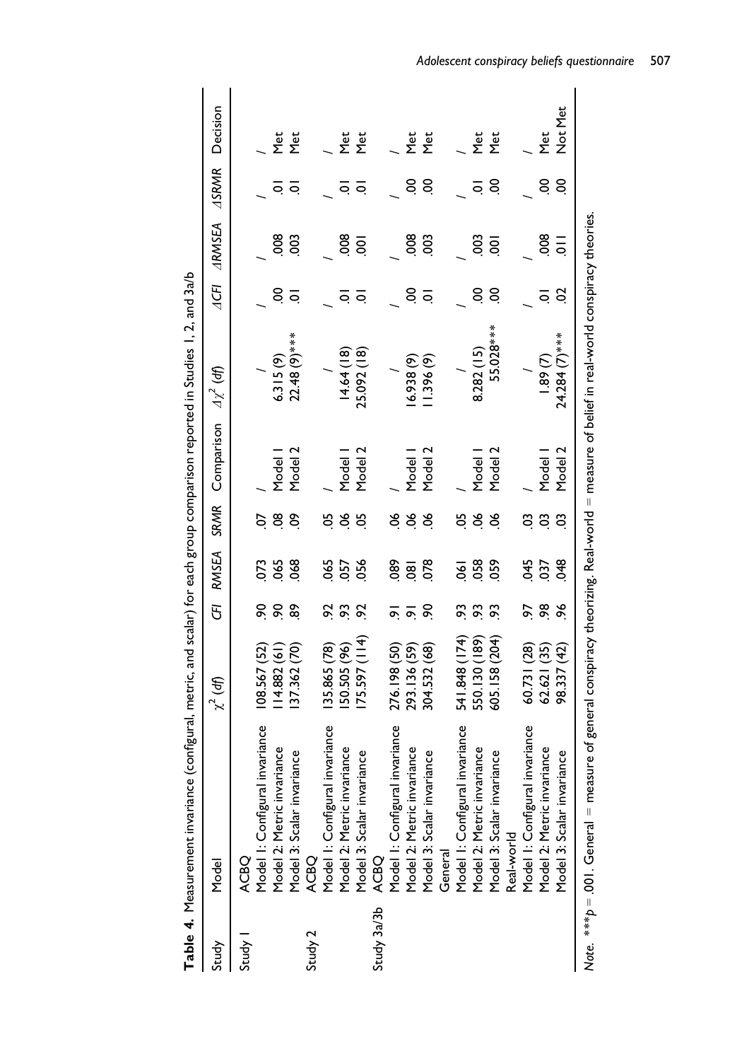**Table 4.** Measurement invariance (configural, metric, and scalar) for each group comparison reported in Studies 1, 2, and 3a/b

| Study | Model | $\chi^2$ (df) | CFI | RMSEA | SRMR | Comparison | $\Delta\chi^2$ (df) | $\Delta CFI$ | $\Delta RMSEA$ | $\Delta SRMR$ | Decision |
|---|---|---|---|---|---|---|---|---|---|---|---|
| Study 1 | ACBQ | | | | | | | | | | |
| | Model 1: Configural invariance | 108.567 (52) | .90 | .073 | .07 | / | / | / | / | / | / |
| | Model 2: Metric invariance | 114.882 (61) | .90 | .065 | .08 | Model 1 | 6.315 (9) | .00 | .008 | .01 | Met |
| | Model 3: Scalar invariance | 137.362 (70) | .89 | .068 | .09 | Model 2 | 22.48 (9)*** | .01 | .003 | .01 | Met |
| Study 2 | ACBQ | | | | | | | | | | |
| | Model 1: Configural invariance | 135.865 (78) | .92 | .065 | .05 | / | / | / | / | / | / |
| | Model 2: Metric invariance | 150.505 (96) | .93 | .057 | .06 | Model 1 | 14.64 (18) | .01 | .008 | .01 | Met |
| | Model 3: Scalar invariance | 175.597 (114) | .92 | .056 | .05 | Model 2 | 25.092 (18) | .01 | .001 | .01 | Met |
| Study 3a/3b | ACBQ | | | | | | | | | | |
| | Model 1: Configural invariance | 276.198 (50) | .91 | .089 | .06 | / | / | / | / | / | / |
| | Model 2: Metric invariance | 293.136 (59) | .91 | .081 | .06 | Model 1 | 16.938 (9) | .00 | .008 | .00 | Met |
| | Model 3: Scalar invariance | 304.532 (68) | .90 | .078 | .06 | Model 2 | 11.396 (9) | .01 | .003 | .00 | Met |
| | General | | | | | | | | | | |
| | Model 1: Configural invariance | 541.848 (174) | .93 | .061 | .05 | / | / | / | / | / | / |
| | Model 2: Metric invariance | 550.130 (189) | .93 | .058 | .06 | Model 1 | 8.282 (15) | .00 | .003 | .01 | Met |
| | Model 3: Scalar invariance | 605.158 (204) | .93 | .059 | .06 | Model 2 | 55.028*** | .00 | .001 | .00 | Met |
| | Real-world | | | | | | | | | | |
| | Model 1: Configural invariance | 60.731 (28) | .97 | .045 | .03 | / | / | / | / | / | / |
| | Model 2: Metric invariance | 62.621 (35) | .98 | .037 | .03 | Model 1 | 1.89 (7) | .01 | .008 | .00 | Met |
| | Model 3: Scalar invariance | 98.337 (42) | .96 | .048 | .03 | Model 2 | 24.284 (7)*** | .02 | .011 | .00 | Not Met |

*Note.* ***$p = .001$. General = measure of general conspiracy theorizing. Real-world = measure of belief in real-world conspiracy theories.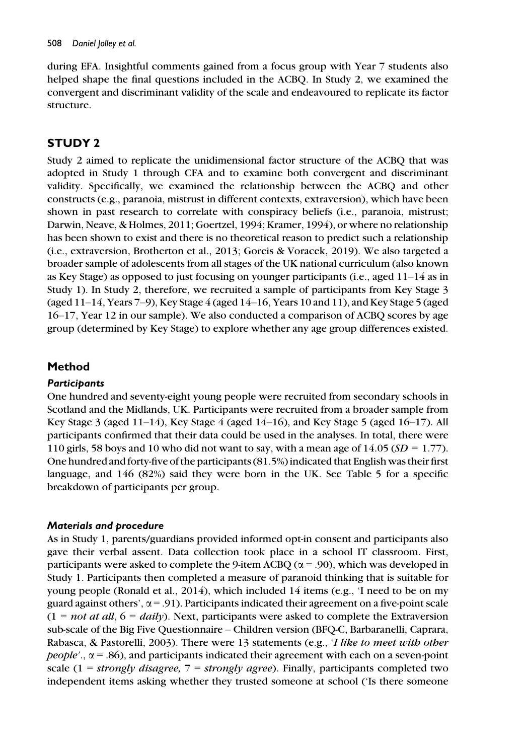during EFA. Insightful comments gained from a focus group with Year 7 students also helped shape the final questions included in the ACBQ. In Study 2, we examined the convergent and discriminant validity of the scale and endeavoured to replicate its factor structure.

## STUDY 2

Study 2 aimed to replicate the unidimensional factor structure of the ACBQ that was adopted in Study 1 through CFA and to examine both convergent and discriminant validity. Specifically, we examined the relationship between the ACBQ and other constructs (e.g., paranoia, mistrust in different contexts, extraversion), which have been shown in past research to correlate with conspiracy beliefs (i.e., paranoia, mistrust; Darwin, Neave, & Holmes, 2011; Goertzel, 1994; Kramer, 1994), or where no relationship has been shown to exist and there is no theoretical reason to predict such a relationship (i.e., extraversion, Brotherton et al., 2013; Goreis & Voracek, 2019). We also targeted a broader sample of adolescents from all stages of the UK national curriculum (also known as Key Stage) as opposed to just focusing on younger participants (i.e., aged 11–14 as in Study 1). In Study 2, therefore, we recruited a sample of participants from Key Stage 3 (aged 11–14, Years 7–9), Key Stage 4 (aged 14–16, Years 10 and 11), and Key Stage 5 (aged 16–17, Year 12 in our sample). We also conducted a comparison of ACBQ scores by age group (determined by Key Stage) to explore whether any age group differences existed.

### Method

#### *Participants*

One hundred and seventy-eight young people were recruited from secondary schools in Scotland and the Midlands, UK. Participants were recruited from a broader sample from Key Stage 3 (aged 11–14), Key Stage 4 (aged 14–16), and Key Stage 5 (aged 16–17). All participants confirmed that their data could be used in the analyses. In total, there were 110 girls, 58 boys and 10 who did not want to say, with a mean age of 14.05 ($SD = 1.77$). One hundred and forty-five of the participants (81.5%) indicated that English was their first language, and 146 (82%) said they were born in the UK. See Table 5 for a specific breakdown of participants per group.

#### *Materials and procedure*

As in Study 1, parents/guardians provided informed opt-in consent and participants also gave their verbal assent. Data collection took place in a school IT classroom. First, participants were asked to complete the 9-item ACBQ ($\alpha = .90$), which was developed in Study 1. Participants then completed a measure of paranoid thinking that is suitable for young people (Ronald et al., 2014), which included 14 items (e.g., 'I need to be on my guard against others', $\alpha = .91$). Participants indicated their agreement on a five-point scale (1 = *not at all*, 6 = *daily*). Next, participants were asked to complete the Extraversion sub-scale of the Big Five Questionnaire – Children version (BFQ-C, Barbaranelli, Caprara, Rabasca, & Pastorelli, 2003). There were 13 statements (e.g., '*I like to meet with other people*'., $\alpha = .86$), and participants indicated their agreement with each on a seven-point scale (1 = *strongly disagree,* 7 = *strongly agree*). Finally, participants completed two independent items asking whether they trusted someone at school ('Is there someone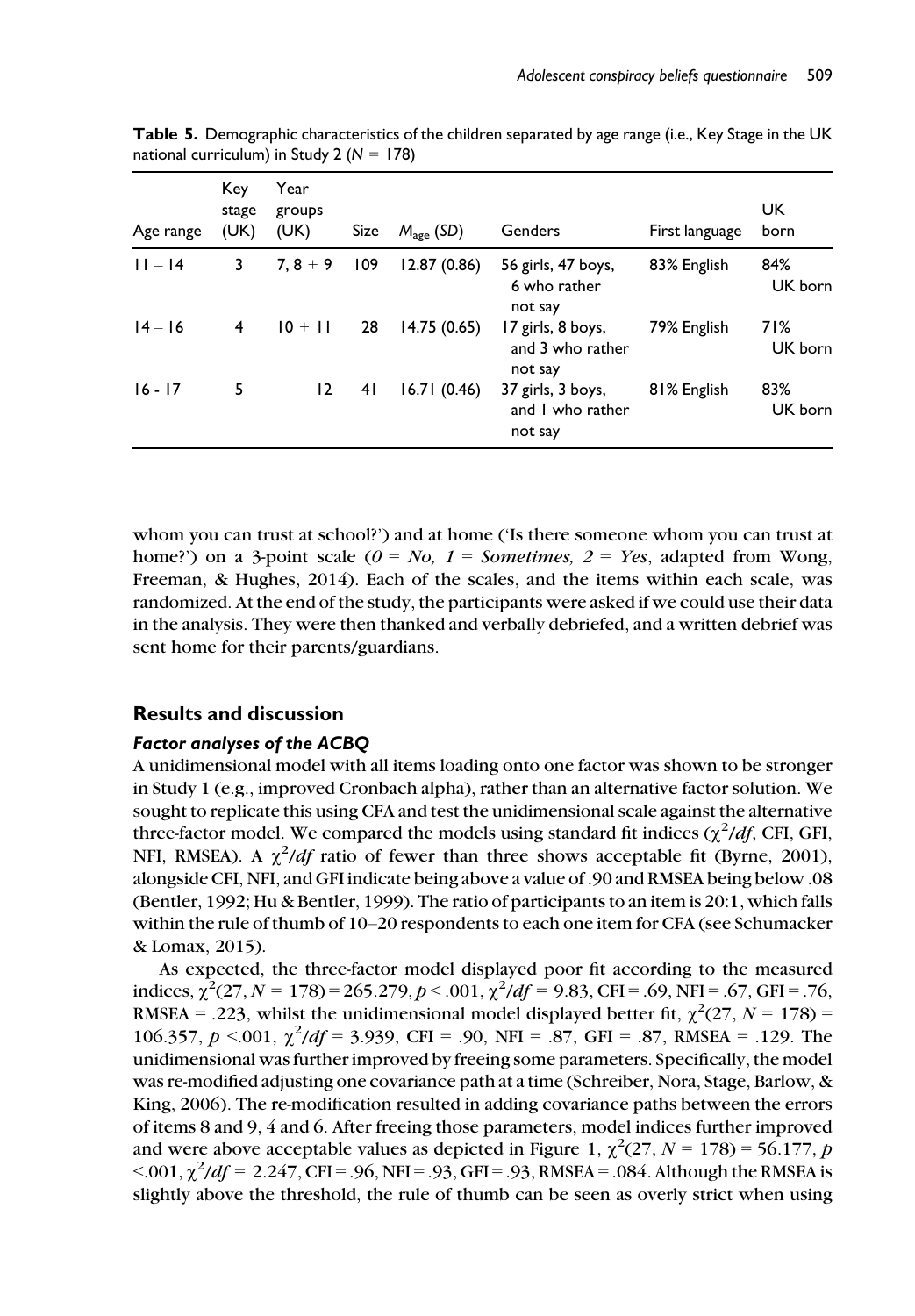**Table 5.** Demographic characteristics of the children separated by age range (i.e., Key Stage in the UK national curriculum) in Study 2 ($N$ = 178)

| Age range | Key stage (UK) | Year groups (UK) | Size | $M_{age}$ (SD) | Genders | First language | UK born |
|---|---|---|---|---|---|---|---|
| 11 – 14 | 3 | 7, 8 + 9 | 109 | 12.87 (0.86) | 56 girls, 47 boys, 6 who rather not say | 83% English | 84% UK born |
| 14 – 16 | 4 | 10 + 11 | 28 | 14.75 (0.65) | 17 girls, 8 boys, and 3 who rather not say | 79% English | 71% UK born |
| 16 - 17 | 5 | 12 | 41 | 16.71 (0.46) | 37 girls, 3 boys, and 1 who rather not say | 81% English | 83% UK born |

whom you can trust at school?') and at home ('Is there someone whom you can trust at home?') on a 3-point scale (*0 = No, 1 = Sometimes, 2 = Yes*, adapted from Wong, Freeman, & Hughes, 2014). Each of the scales, and the items within each scale, was randomized. At the end of the study, the participants were asked if we could use their data in the analysis. They were then thanked and verbally debriefed, and a written debrief was sent home for their parents/guardians.

## Results and discussion

### Factor analyses of the ACBQ

A unidimensional model with all items loading onto one factor was shown to be stronger in Study 1 (e.g., improved Cronbach alpha), rather than an alternative factor solution. We sought to replicate this using CFA and test the unidimensional scale against the alternative three-factor model. We compared the models using standard fit indices ($\chi^2/df$, CFI, GFI, NFI, RMSEA). A $\chi^2/df$ ratio of fewer than three shows acceptable fit (Byrne, 2001), alongside CFI, NFI, and GFI indicate being above a value of .90 and RMSEA being below .08 (Bentler, 1992; Hu & Bentler, 1999). The ratio of participants to an item is 20:1, which falls within the rule of thumb of 10–20 respondents to each one item for CFA (see Schumacker & Lomax, 2015).

As expected, the three-factor model displayed poor fit according to the measured indices, $\chi^2(27, N = 178) = 265.279$, $p < .001$, $\chi^2/df = 9.83$, CFI = .69, NFI = .67, GFI = .76, RMSEA = .223, whilst the unidimensional model displayed better fit, $\chi^2(27, N = 178) = 106.357$, $p < .001$, $\chi^2/df = 3.939$, CFI = .90, NFI = .87, GFI = .87, RMSEA = .129. The unidimensional was further improved by freeing some parameters. Specifically, the model was re-modified adjusting one covariance path at a time (Schreiber, Nora, Stage, Barlow, & King, 2006). The re-modification resulted in adding covariance paths between the errors of items 8 and 9, 4 and 6. After freeing those parameters, model indices further improved and were above acceptable values as depicted in Figure 1, $\chi^2(27, N = 178) = 56.177$, $p < .001$, $\chi^2/df = 2.247$, CFI = .96, NFI = .93, GFI = .93, RMSEA = .084. Although the RMSEA is slightly above the threshold, the rule of thumb can be seen as overly strict when using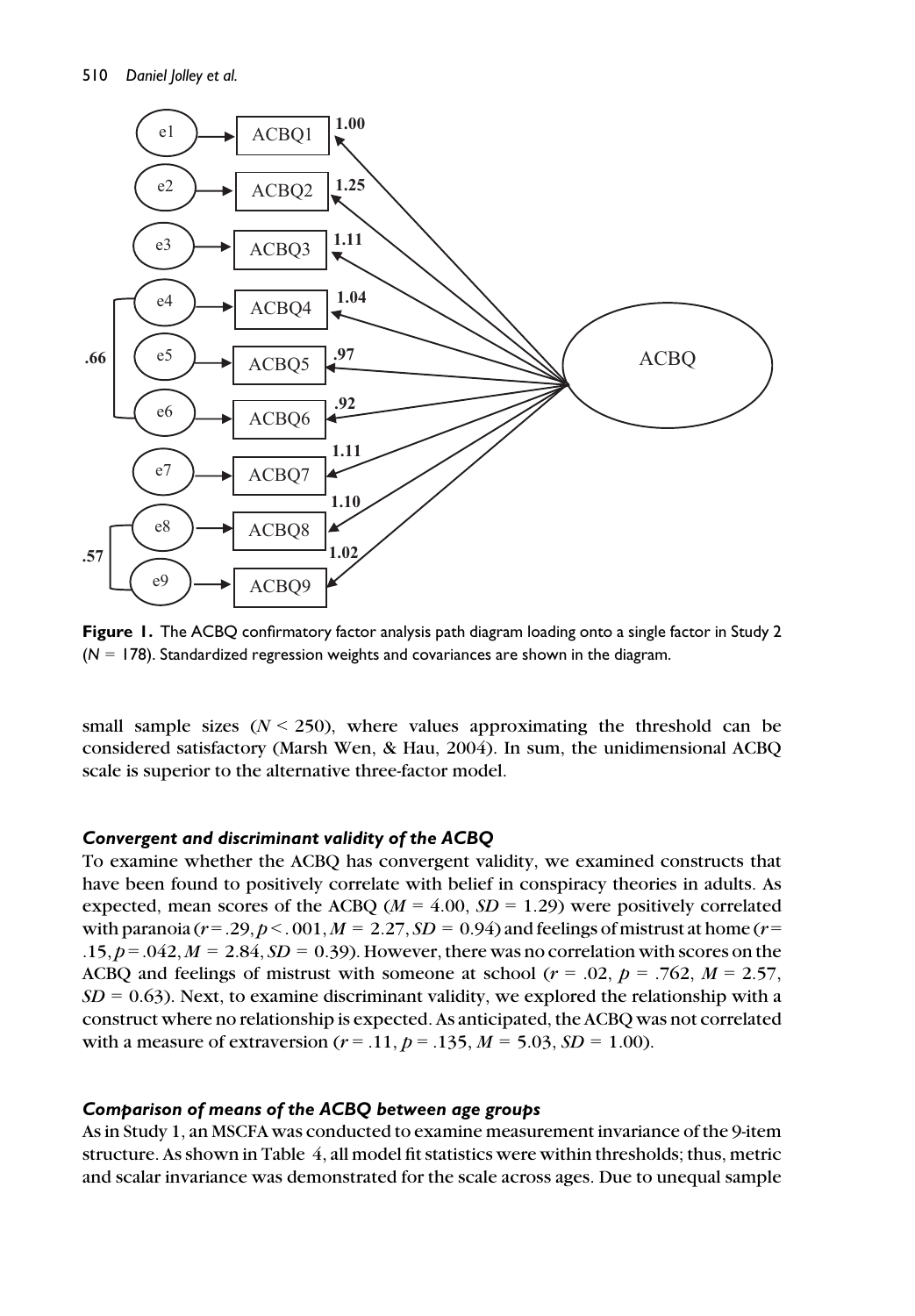**Figure 1.** The ACBQ confirmatory factor analysis path diagram loading onto a single factor in Study 2 ($N$ = 178). Standardized regression weights and covariances are shown in the diagram.

small sample sizes ($N$ < 250), where values approximating the threshold can be considered satisfactory (Marsh Wen, & Hau, 2004). In sum, the unidimensional ACBQ scale is superior to the alternative three-factor model.

### *Convergent and discriminant validity of the ACBQ*

To examine whether the ACBQ has convergent validity, we examined constructs that have been found to positively correlate with belief in conspiracy theories in adults. As expected, mean scores of the ACBQ ($M$ = 4.00, $SD$ = 1.29) were positively correlated with paranoia ($r$ = .29, $p$ < . 001, $M$ = 2.27, $SD$ = 0.94) and feelings of mistrust at home ($r$ = .15, $p$ = .042, $M$ = 2.84, $SD$ = 0.39). However, there was no correlation with scores on the ACBQ and feelings of mistrust with someone at school ($r$ = .02, $p$ = .762, $M$ = 2.57, $SD$ = 0.63). Next, to examine discriminant validity, we explored the relationship with a construct where no relationship is expected. As anticipated, the ACBQ was not correlated with a measure of extraversion ($r$ = .11, $p$ = .135, $M$ = 5.03, $SD$ = 1.00).

### *Comparison of means of the ACBQ between age groups*

As in Study 1, an MSCFA was conducted to examine measurement invariance of the 9-item structure. As shown in Table 4, all model fit statistics were within thresholds; thus, metric and scalar invariance was demonstrated for the scale across ages. Due to unequal sample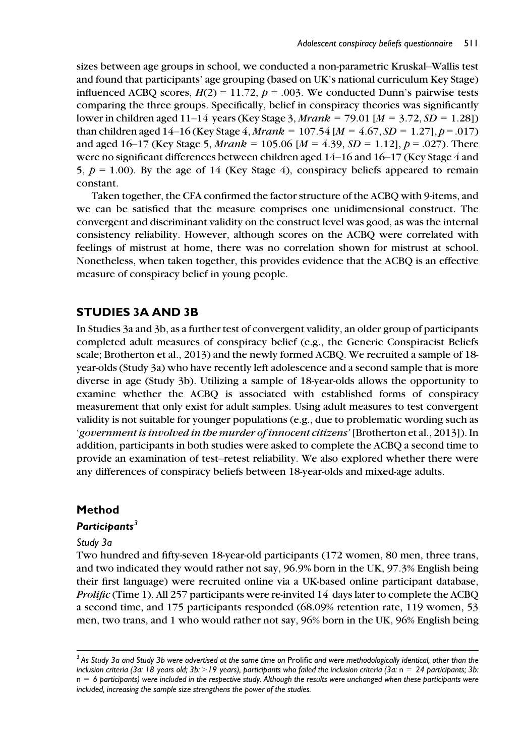sizes between age groups in school, we conducted a non-parametric Kruskal–Wallis test and found that participants' age grouping (based on UK's national curriculum Key Stage) influenced ACBQ scores, $H(2) = 11.72$, $p = .003$. We conducted Dunn's pairwise tests comparing the three groups. Specifically, belief in conspiracy theories was significantly lower in children aged 11–14 years (Key Stage 3, *Mrank* = 79.01 [$M = 3.72$, $SD = 1.28$]) than children aged 14–16 (Key Stage 4, *Mrank* = 107.54 [$M = 4.67$, $SD = 1.27$], $p = .017$) and aged 16–17 (Key Stage 5, *Mrank* = 105.06 [$M = 4.39$, $SD = 1.12$], $p = .027$). There were no significant differences between children aged 14–16 and 16–17 (Key Stage 4 and 5, $p = 1.00$). By the age of 14 (Key Stage 4), conspiracy beliefs appeared to remain constant.

Taken together, the CFA confirmed the factor structure of the ACBQ with 9-items, and we can be satisfied that the measure comprises one unidimensional construct. The convergent and discriminant validity on the construct level was good, as was the internal consistency reliability. However, although scores on the ACBQ were correlated with feelings of mistrust at home, there was no correlation shown for mistrust at school. Nonetheless, when taken together, this provides evidence that the ACBQ is an effective measure of conspiracy belief in young people.

## STUDIES 3A AND 3B

In Studies 3a and 3b, as a further test of convergent validity, an older group of participants completed adult measures of conspiracy belief (e.g., the Generic Conspiracist Beliefs scale; Brotherton et al., 2013) and the newly formed ACBQ. We recruited a sample of 18-year-olds (Study 3a) who have recently left adolescence and a second sample that is more diverse in age (Study 3b). Utilizing a sample of 18-year-olds allows the opportunity to examine whether the ACBQ is associated with established forms of conspiracy measurement that only exist for adult samples. Using adult measures to test convergent validity is not suitable for younger populations (e.g., due to problematic wording such as '*government is involved in the murder of innocent citizens*' [Brotherton et al., 2013]). In addition, participants in both studies were asked to complete the ACBQ a second time to provide an examination of test–retest reliability. We also explored whether there were any differences of conspiracy beliefs between 18-year-olds and mixed-age adults.

### Method

#### *Participants*[3]

*Study 3a*

Two hundred and fifty-seven 18-year-old participants (172 women, 80 men, three trans, and two indicated they would rather not say, 96.9% born in the UK, 97.3% English being their first language) were recruited online via a UK-based online participant database, *Prolific* (Time 1). All 257 participants were re-invited 14 days later to complete the ACBQ a second time, and 175 participants responded (68.09% retention rate, 119 women, 53 men, two trans, and 1 who would rather not say, 96% born in the UK, 96% English being

[3] *As Study 3a and Study 3b were advertised at the same time on* Prolific *and were methodologically identical, other than the inclusion criteria (3a: 18 years old; 3b: >19 years), participants who failed the inclusion criteria (3a:* n = *24 participants; 3b:* n = *6 participants) were included in the respective study. Although the results were unchanged when these participants were included, increasing the sample size strengthens the power of the studies.*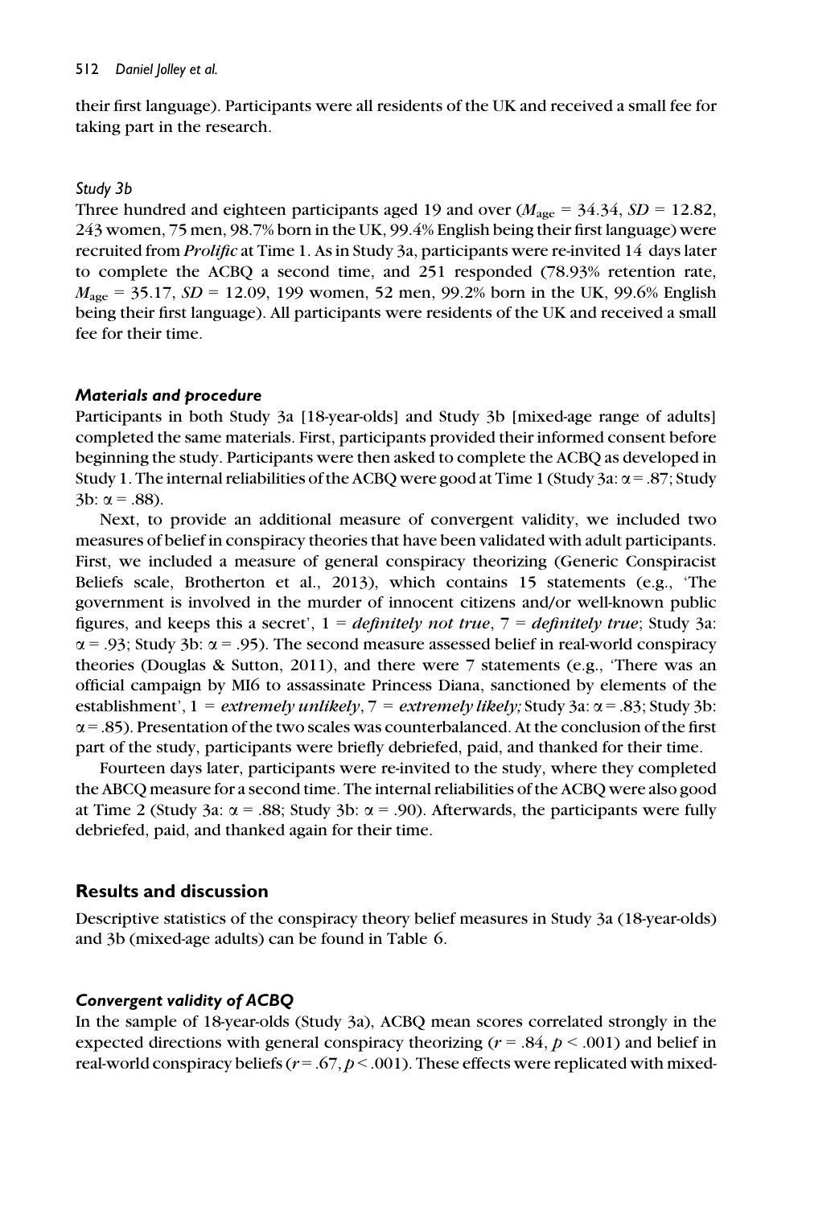their first language). Participants were all residents of the UK and received a small fee for taking part in the research.

### *Study 3b*

Three hundred and eighteen participants aged 19 and over ($M_{age}$ = 34.34, $SD$ = 12.82, 243 women, 75 men, 98.7% born in the UK, 99.4% English being their first language) were recruited from *Prolific* at Time 1. As in Study 3a, participants were re-invited 14 days later to complete the ACBQ a second time, and 251 responded (78.93% retention rate, $M_{age}$ = 35.17, $SD$ = 12.09, 199 women, 52 men, 99.2% born in the UK, 99.6% English being their first language). All participants were residents of the UK and received a small fee for their time.

### ***Materials and procedure***

Participants in both Study 3a [18-year-olds] and Study 3b [mixed-age range of adults] completed the same materials. First, participants provided their informed consent before beginning the study. Participants were then asked to complete the ACBQ as developed in Study 1. The internal reliabilities of the ACBQ were good at Time 1 (Study 3a: $\alpha$ = .87; Study 3b: $\alpha$ = .88).

Next, to provide an additional measure of convergent validity, we included two measures of belief in conspiracy theories that have been validated with adult participants. First, we included a measure of general conspiracy theorizing (Generic Conspiracist Beliefs scale, Brotherton et al., 2013), which contains 15 statements (e.g., 'The government is involved in the murder of innocent citizens and/or well-known public figures, and keeps this a secret', 1 = *definitely not true*, 7 = *definitely true*; Study 3a: $\alpha$ = .93; Study 3b: $\alpha$ = .95). The second measure assessed belief in real-world conspiracy theories (Douglas & Sutton, 2011), and there were 7 statements (e.g., 'There was an official campaign by MI6 to assassinate Princess Diana, sanctioned by elements of the establishment', 1 = *extremely unlikely*, 7 = *extremely likely;* Study 3a: $\alpha$ = .83; Study 3b: $\alpha$ = .85). Presentation of the two scales was counterbalanced. At the conclusion of the first part of the study, participants were briefly debriefed, paid, and thanked for their time.

Fourteen days later, participants were re-invited to the study, where they completed the ABCQ measure for a second time. The internal reliabilities of the ACBQ were also good at Time 2 (Study 3a: $\alpha$ = .88; Study 3b: $\alpha$ = .90). Afterwards, the participants were fully debriefed, paid, and thanked again for their time.

## Results and discussion

Descriptive statistics of the conspiracy theory belief measures in Study 3a (18-year-olds) and 3b (mixed-age adults) can be found in Table 6.

### ***Convergent validity of ACBQ***

In the sample of 18-year-olds (Study 3a), ACBQ mean scores correlated strongly in the expected directions with general conspiracy theorizing ($r$ = .84, $p$ < .001) and belief in real-world conspiracy beliefs ($r$ = .67, $p$ < .001). These effects were replicated with mixed-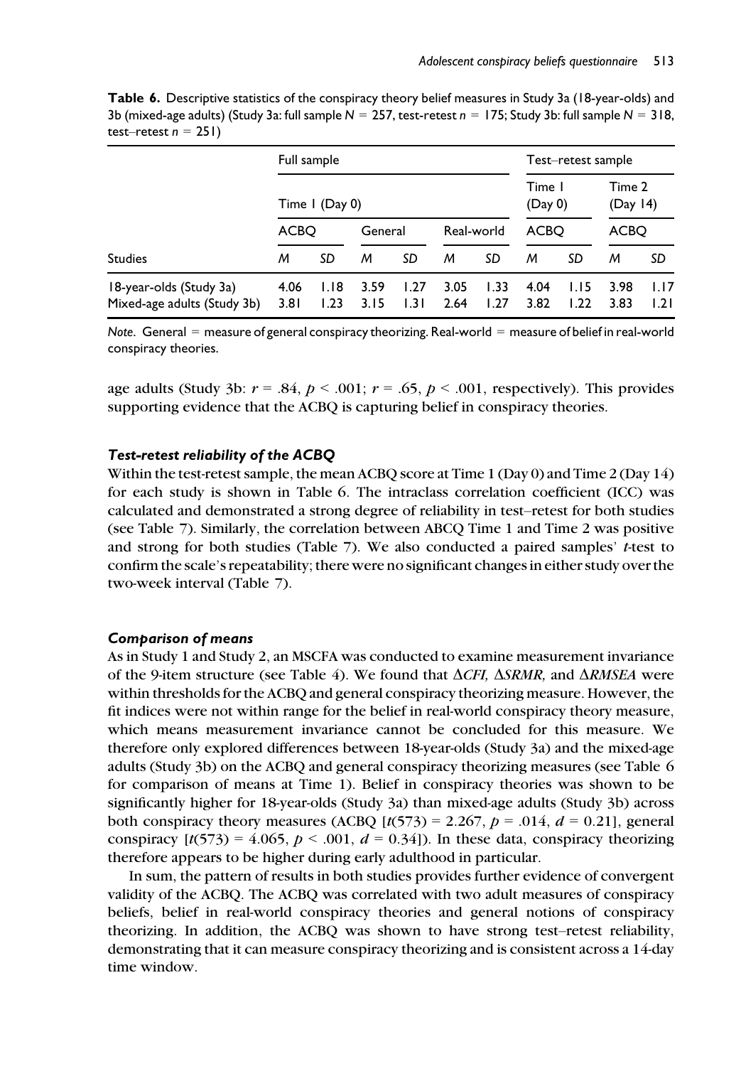**Table 6.** Descriptive statistics of the conspiracy theory belief measures in Study 3a (18-year-olds) and 3b (mixed-age adults) (Study 3a: full sample $N$ = 257, test-retest $n$ = 175; Study 3b: full sample $N$ = 318, test–retest $n$ = 251)

| | Full sample | | | | | | Test–retest sample | | | |
|---|---|---|---|---|---|---|---|---|---|---|
| | Time 1 (Day 0) | | | | | | Time 1 (Day 0) | | Time 2 (Day 14) | |
| | ACBQ | | General | | Real-world | | ACBQ | | ACBQ | |
| Studies | *M* | *SD* | *M* | *SD* | *M* | *SD* | *M* | *SD* | *M* | *SD* |
| 18-year-olds (Study 3a) | 4.06 | 1.18 | 3.59 | 1.27 | 3.05 | 1.33 | 4.04 | 1.15 | 3.98 | 1.17 |
| Mixed-age adults (Study 3b) | 3.81 | 1.23 | 3.15 | 1.31 | 2.64 | 1.27 | 3.82 | 1.22 | 3.83 | 1.21 |

*Note*. General = measure of general conspiracy theorizing. Real-world = measure of belief in real-world conspiracy theories.

age adults (Study 3b: $r$ = .84, $p$ < .001; $r$ = .65, $p$ < .001, respectively). This provides supporting evidence that the ACBQ is capturing belief in conspiracy theories.

### *Test-retest reliability of the ACBQ*

Within the test-retest sample, the mean ACBQ score at Time 1 (Day 0) and Time 2 (Day 14) for each study is shown in Table 6. The intraclass correlation coefficient (ICC) was calculated and demonstrated a strong degree of reliability in test–retest for both studies (see Table 7). Similarly, the correlation between ABCQ Time 1 and Time 2 was positive and strong for both studies (Table 7). We also conducted a paired samples' *t*-test to confirm the scale's repeatability; there were no significant changes in either study over the two-week interval (Table 7).

### *Comparison of means*

As in Study 1 and Study 2, an MSCFA was conducted to examine measurement invariance of the 9-item structure (see Table 4). We found that Δ*CFI*, Δ*SRMR*, and Δ*RMSEA* were within thresholds for the ACBQ and general conspiracy theorizing measure. However, the fit indices were not within range for the belief in real-world conspiracy theory measure, which means measurement invariance cannot be concluded for this measure. We therefore only explored differences between 18-year-olds (Study 3a) and the mixed-age adults (Study 3b) on the ACBQ and general conspiracy theorizing measures (see Table 6 for comparison of means at Time 1). Belief in conspiracy theories was shown to be significantly higher for 18-year-olds (Study 3a) than mixed-age adults (Study 3b) across both conspiracy theory measures (ACBQ [$t(573)$ = 2.267, $p$ = .014, $d$ = 0.21], general conspiracy [$t(573)$ = 4.065, $p$ < .001, $d$ = 0.34]). In these data, conspiracy theorizing therefore appears to be higher during early adulthood in particular.

In sum, the pattern of results in both studies provides further evidence of convergent validity of the ACBQ. The ACBQ was correlated with two adult measures of conspiracy beliefs, belief in real-world conspiracy theories and general notions of conspiracy theorizing. In addition, the ACBQ was shown to have strong test–retest reliability, demonstrating that it can measure conspiracy theorizing and is consistent across a 14-day time window.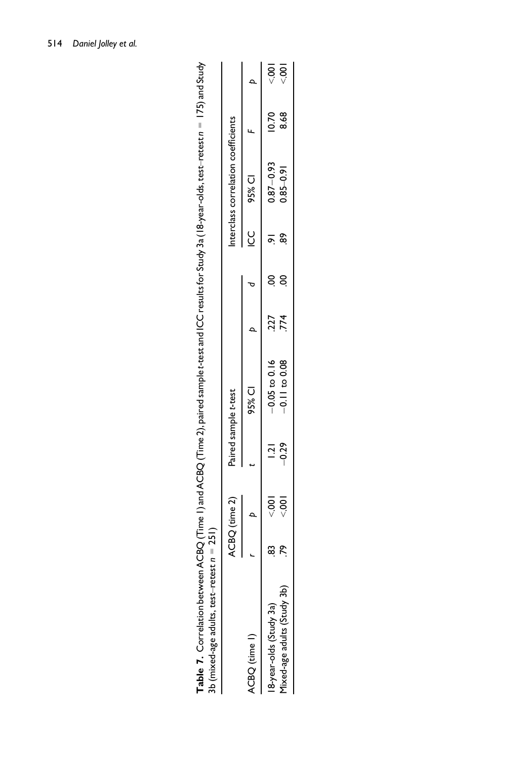**Table 7.** Correlation between ACBQ (Time 1) and ACBQ (Time 2), paired sample *t*-test and ICC results for Study 3a (18-year-olds, test–retest $n = 175$) and Study 3b (mixed-age adults, test–retest $n = 251$)

| ACBQ (time 1) | ACBQ (time 2) | | Paired sample *t*-test | | | | Interclass correlation coefficients | | | |
|---|---|---|---|---|---|---|---|---|---|---|
| | *r* | *p* | *t* | 95% CI | *p* | *d* | ICC | 95% CI | *F* | *p* |
| 18-year-olds (Study 3a) | .83 | <.001 | 1.21 | −0.05 to 0.16 | .227 | .00 | .91 | 0.87–0.93 | 10.70 | <.001 |
| Mixed-age adults (Study 3b) | .79 | <.001 | −0.29 | −0.11 to 0.08 | .774 | .00 | .89 | 0.85–0.91 | 8.68 | <.001 |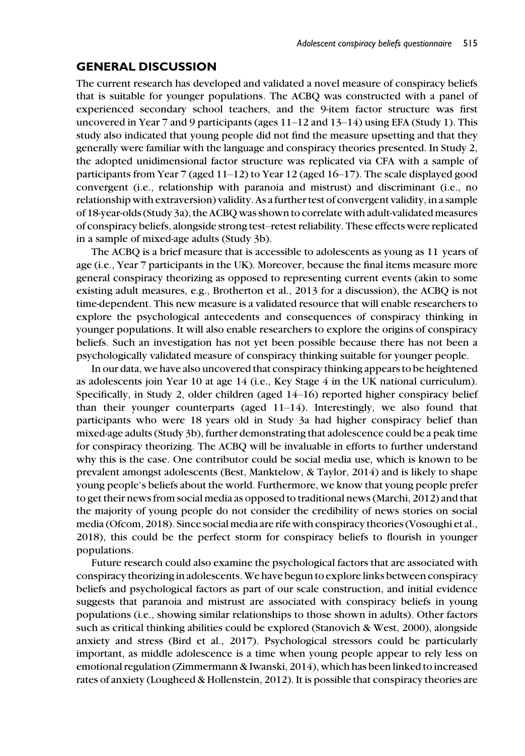## GENERAL DISCUSSION

The current research has developed and validated a novel measure of conspiracy beliefs that is suitable for younger populations. The ACBQ was constructed with a panel of experienced secondary school teachers, and the 9-item factor structure was first uncovered in Year 7 and 9 participants (ages 11–12 and 13–14) using EFA (Study 1). This study also indicated that young people did not find the measure upsetting and that they generally were familiar with the language and conspiracy theories presented. In Study 2, the adopted unidimensional factor structure was replicated via CFA with a sample of participants from Year 7 (aged 11–12) to Year 12 (aged 16–17). The scale displayed good convergent (i.e., relationship with paranoia and mistrust) and discriminant (i.e., no relationship with extraversion) validity. As a further test of convergent validity, in a sample of 18-year-olds (Study 3a), the ACBQ was shown to correlate with adult-validated measures of conspiracy beliefs, alongside strong test–retest reliability. These effects were replicated in a sample of mixed-age adults (Study 3b).

The ACBQ is a brief measure that is accessible to adolescents as young as 11 years of age (i.e., Year 7 participants in the UK). Moreover, because the final items measure more general conspiracy theorizing as opposed to representing current events (akin to some existing adult measures, e.g., Brotherton et al., 2013 for a discussion), the ACBQ is not time-dependent. This new measure is a validated resource that will enable researchers to explore the psychological antecedents and consequences of conspiracy thinking in younger populations. It will also enable researchers to explore the origins of conspiracy beliefs. Such an investigation has not yet been possible because there has not been a psychologically validated measure of conspiracy thinking suitable for younger people.

In our data, we have also uncovered that conspiracy thinking appears to be heightened as adolescents join Year 10 at age 14 (i.e., Key Stage 4 in the UK national curriculum). Specifically, in Study 2, older children (aged 14–16) reported higher conspiracy belief than their younger counterparts (aged 11–14). Interestingly, we also found that participants who were 18 years old in Study 3a had higher conspiracy belief than mixed-age adults (Study 3b), further demonstrating that adolescence could be a peak time for conspiracy theorizing. The ACBQ will be invaluable in efforts to further understand why this is the case. One contributor could be social media use, which is known to be prevalent amongst adolescents (Best, Manktelow, & Taylor, 2014) and is likely to shape young people's beliefs about the world. Furthermore, we know that young people prefer to get their news from social media as opposed to traditional news (Marchi, 2012) and that the majority of young people do not consider the credibility of news stories on social media (Ofcom, 2018). Since social media are rife with conspiracy theories (Vosoughi et al., 2018), this could be the perfect storm for conspiracy beliefs to flourish in younger populations.

Future research could also examine the psychological factors that are associated with conspiracy theorizing in adolescents. We have begun to explore links between conspiracy beliefs and psychological factors as part of our scale construction, and initial evidence suggests that paranoia and mistrust are associated with conspiracy beliefs in young populations (i.e., showing similar relationships to those shown in adults). Other factors such as critical thinking abilities could be explored (Stanovich & West, 2000), alongside anxiety and stress (Bird et al., 2017). Psychological stressors could be particularly important, as middle adolescence is a time when young people appear to rely less on emotional regulation (Zimmermann & Iwanski, 2014), which has been linked to increased rates of anxiety (Lougheed & Hollenstein, 2012). It is possible that conspiracy theories are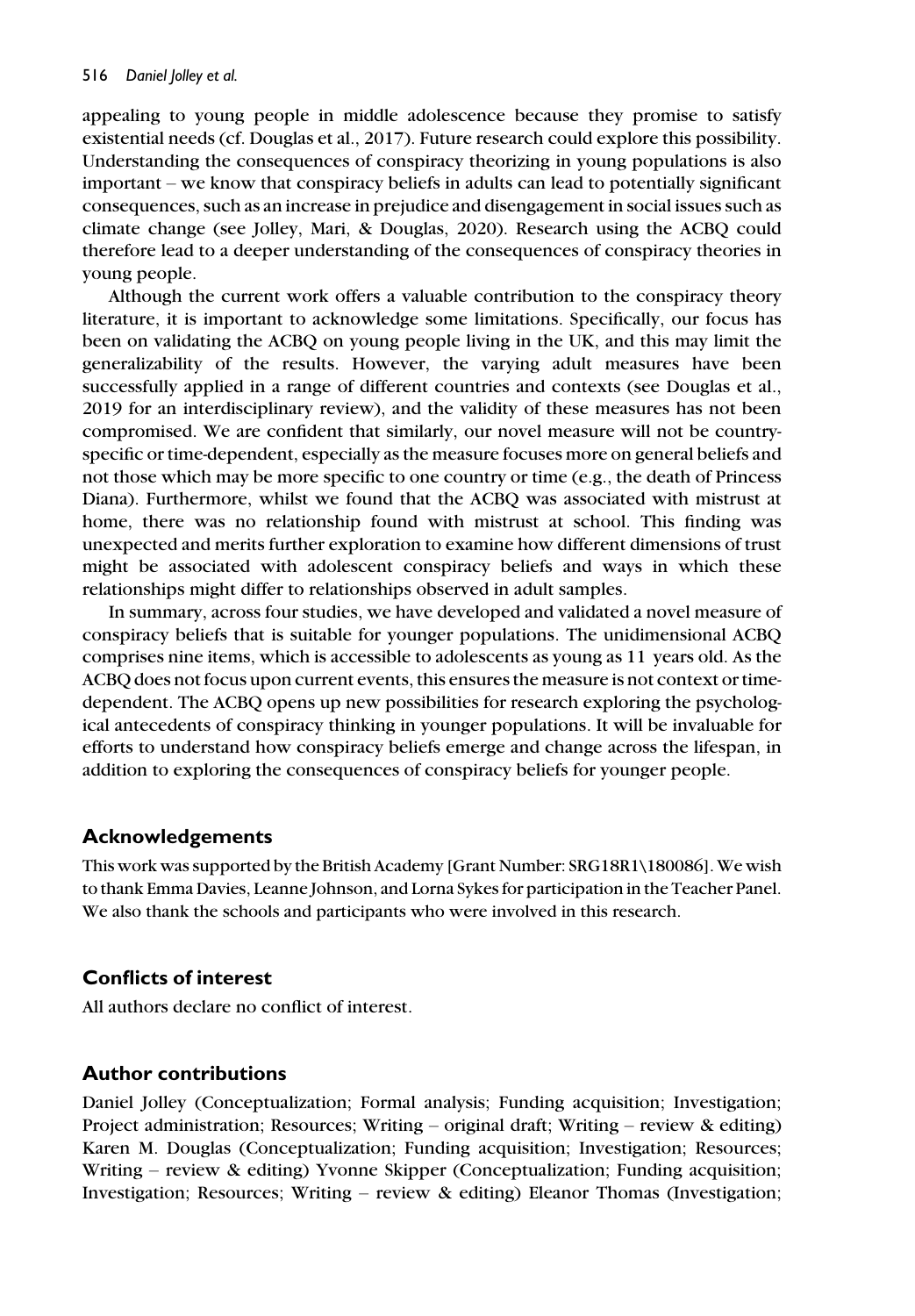appealing to young people in middle adolescence because they promise to satisfy existential needs (cf. Douglas et al., 2017). Future research could explore this possibility. Understanding the consequences of conspiracy theorizing in young populations is also important – we know that conspiracy beliefs in adults can lead to potentially significant consequences, such as an increase in prejudice and disengagement in social issues such as climate change (see Jolley, Mari, & Douglas, 2020). Research using the ACBQ could therefore lead to a deeper understanding of the consequences of conspiracy theories in young people.

Although the current work offers a valuable contribution to the conspiracy theory literature, it is important to acknowledge some limitations. Specifically, our focus has been on validating the ACBQ on young people living in the UK, and this may limit the generalizability of the results. However, the varying adult measures have been successfully applied in a range of different countries and contexts (see Douglas et al., 2019 for an interdisciplinary review), and the validity of these measures has not been compromised. We are confident that similarly, our novel measure will not be country-specific or time-dependent, especially as the measure focuses more on general beliefs and not those which may be more specific to one country or time (e.g., the death of Princess Diana). Furthermore, whilst we found that the ACBQ was associated with mistrust at home, there was no relationship found with mistrust at school. This finding was unexpected and merits further exploration to examine how different dimensions of trust might be associated with adolescent conspiracy beliefs and ways in which these relationships might differ to relationships observed in adult samples.

In summary, across four studies, we have developed and validated a novel measure of conspiracy beliefs that is suitable for younger populations. The unidimensional ACBQ comprises nine items, which is accessible to adolescents as young as 11 years old. As the ACBQ does not focus upon current events, this ensures the measure is not context or time-dependent. The ACBQ opens up new possibilities for research exploring the psychological antecedents of conspiracy thinking in younger populations. It will be invaluable for efforts to understand how conspiracy beliefs emerge and change across the lifespan, in addition to exploring the consequences of conspiracy beliefs for younger people.

## Acknowledgements

This work was supported by the British Academy [Grant Number: SRG18R1\180086]. We wish to thank Emma Davies, Leanne Johnson, and Lorna Sykes for participation in the Teacher Panel. We also thank the schools and participants who were involved in this research.

## Conflicts of interest

All authors declare no conflict of interest.

## Author contributions

Daniel Jolley (Conceptualization; Formal analysis; Funding acquisition; Investigation; Project administration; Resources; Writing – original draft; Writing – review & editing) Karen M. Douglas (Conceptualization; Funding acquisition; Investigation; Resources; Writing – review & editing) Yvonne Skipper (Conceptualization; Funding acquisition; Investigation; Resources; Writing – review & editing) Eleanor Thomas (Investigation;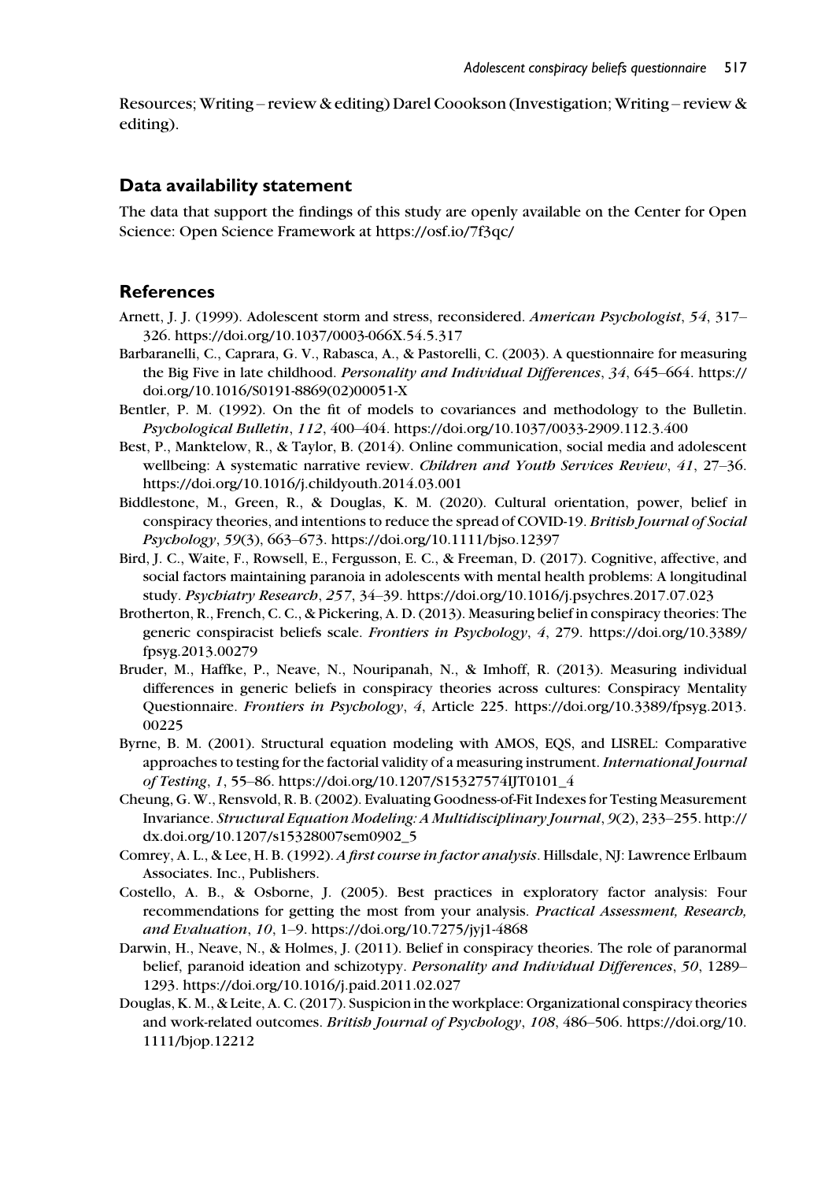Resources; Writing – review & editing) Darel Coookson (Investigation; Writing – review & editing).

## Data availability statement

The data that support the findings of this study are openly available on the Center for Open Science: Open Science Framework at https://osf.io/7f3qc/

## References

Arnett, J. J. (1999). Adolescent storm and stress, reconsidered. *American Psychologist*, *54*, 317–326. https://doi.org/10.1037/0003-066X.54.5.317

Barbaranelli, C., Caprara, G. V., Rabasca, A., & Pastorelli, C. (2003). A questionnaire for measuring the Big Five in late childhood. *Personality and Individual Differences*, *34*, 645–664. https://doi.org/10.1016/S0191-8869(02)00051-X

Bentler, P. M. (1992). On the fit of models to covariances and methodology to the Bulletin. *Psychological Bulletin*, *112*, 400–404. https://doi.org/10.1037/0033-2909.112.3.400

Best, P., Manktelow, R., & Taylor, B. (2014). Online communication, social media and adolescent wellbeing: A systematic narrative review. *Children and Youth Services Review*, *41*, 27–36. https://doi.org/10.1016/j.childyouth.2014.03.001

Biddlestone, M., Green, R., & Douglas, K. M. (2020). Cultural orientation, power, belief in conspiracy theories, and intentions to reduce the spread of COVID-19. *British Journal of Social Psychology*, *59*(3), 663–673. https://doi.org/10.1111/bjso.12397

Bird, J. C., Waite, F., Rowsell, E., Fergusson, E. C., & Freeman, D. (2017). Cognitive, affective, and social factors maintaining paranoia in adolescents with mental health problems: A longitudinal study. *Psychiatry Research*, *257*, 34–39. https://doi.org/10.1016/j.psychres.2017.07.023

Brotherton, R., French, C. C., & Pickering, A. D. (2013). Measuring belief in conspiracy theories: The generic conspiracist beliefs scale. *Frontiers in Psychology*, *4*, 279. https://doi.org/10.3389/fpsyg.2013.00279

Bruder, M., Haffke, P., Neave, N., Nouripanah, N., & Imhoff, R. (2013). Measuring individual differences in generic beliefs in conspiracy theories across cultures: Conspiracy Mentality Questionnaire. *Frontiers in Psychology*, *4*, Article 225. https://doi.org/10.3389/fpsyg.2013.00225

Byrne, B. M. (2001). Structural equation modeling with AMOS, EQS, and LISREL: Comparative approaches to testing for the factorial validity of a measuring instrument. *International Journal of Testing*, *1*, 55–86. https://doi.org/10.1207/S15327574IJT0101_4

Cheung, G. W., Rensvold, R. B. (2002). Evaluating Goodness-of-Fit Indexes for Testing Measurement Invariance. *Structural Equation Modeling: A Multidisciplinary Journal*, *9*(2), 233–255. http://dx.doi.org/10.1207/s15328007sem0902_5

Comrey, A. L., & Lee, H. B. (1992). *A first course in factor analysis*. Hillsdale, NJ: Lawrence Erlbaum Associates. Inc., Publishers.

Costello, A. B., & Osborne, J. (2005). Best practices in exploratory factor analysis: Four recommendations for getting the most from your analysis. *Practical Assessment, Research, and Evaluation*, *10*, 1–9. https://doi.org/10.7275/jyj1-4868

Darwin, H., Neave, N., & Holmes, J. (2011). Belief in conspiracy theories. The role of paranormal belief, paranoid ideation and schizotypy. *Personality and Individual Differences*, *50*, 1289–1293. https://doi.org/10.1016/j.paid.2011.02.027

Douglas, K. M., & Leite, A. C. (2017). Suspicion in the workplace: Organizational conspiracy theories and work-related outcomes. *British Journal of Psychology*, *108*, 486–506. https://doi.org/10.1111/bjop.12212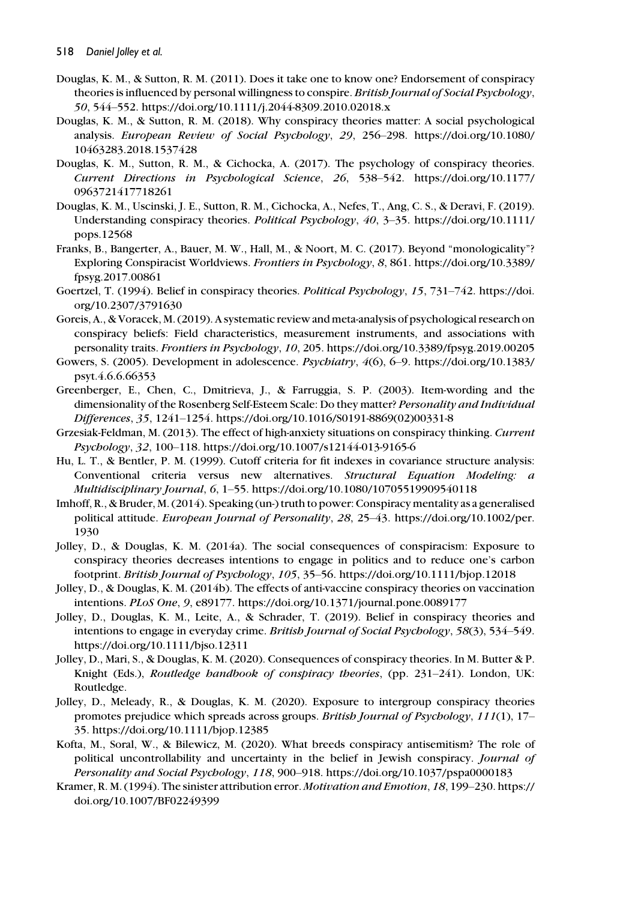Douglas, K. M., & Sutton, R. M. (2011). Does it take one to know one? Endorsement of conspiracy theories is influenced by personal willingness to conspire. *British Journal of Social Psychology*, *50*, 544–552. https://doi.org/10.1111/j.2044-8309.2010.02018.x

Douglas, K. M., & Sutton, R. M. (2018). Why conspiracy theories matter: A social psychological analysis. *European Review of Social Psychology*, *29*, 256–298. https://doi.org/10.1080/10463283.2018.1537428

Douglas, K. M., Sutton, R. M., & Cichocka, A. (2017). The psychology of conspiracy theories. *Current Directions in Psychological Science*, *26*, 538–542. https://doi.org/10.1177/0963721417718261

Douglas, K. M., Uscinski, J. E., Sutton, R. M., Cichocka, A., Nefes, T., Ang, C. S., & Deravi, F. (2019). Understanding conspiracy theories. *Political Psychology*, *40*, 3–35. https://doi.org/10.1111/pops.12568

Franks, B., Bangerter, A., Bauer, M. W., Hall, M., & Noort, M. C. (2017). Beyond "monologicality"? Exploring Conspiracist Worldviews. *Frontiers in Psychology*, *8*, 861. https://doi.org/10.3389/fpsyg.2017.00861

Goertzel, T. (1994). Belief in conspiracy theories. *Political Psychology*, *15*, 731–742. https://doi.org/10.2307/3791630

Goreis, A., & Voracek, M. (2019). A systematic review and meta-analysis of psychological research on conspiracy beliefs: Field characteristics, measurement instruments, and associations with personality traits. *Frontiers in Psychology*, *10*, 205. https://doi.org/10.3389/fpsyg.2019.00205

Gowers, S. (2005). Development in adolescence. *Psychiatry*, *4*(6), 6–9. https://doi.org/10.1383/psyt.4.6.6.66353

Greenberger, E., Chen, C., Dmitrieva, J., & Farruggia, S. P. (2003). Item-wording and the dimensionality of the Rosenberg Self-Esteem Scale: Do they matter? *Personality and Individual Differences*, *35*, 1241–1254. https://doi.org/10.1016/S0191-8869(02)00331-8

Grzesiak-Feldman, M. (2013). The effect of high-anxiety situations on conspiracy thinking. *Current Psychology*, *32*, 100–118. https://doi.org/10.1007/s12144-013-9165-6

Hu, L. T., & Bentler, P. M. (1999). Cutoff criteria for fit indexes in covariance structure analysis: Conventional criteria versus new alternatives. *Structural Equation Modeling: a Multidisciplinary Journal*, *6*, 1–55. https://doi.org/10.1080/10705519909540118

Imhoff, R., & Bruder, M. (2014). Speaking (un-) truth to power: Conspiracy mentality as a generalised political attitude. *European Journal of Personality*, *28*, 25–43. https://doi.org/10.1002/per.1930

Jolley, D., & Douglas, K. M. (2014a). The social consequences of conspiracism: Exposure to conspiracy theories decreases intentions to engage in politics and to reduce one's carbon footprint. *British Journal of Psychology*, *105*, 35–56. https://doi.org/10.1111/bjop.12018

Jolley, D., & Douglas, K. M. (2014b). The effects of anti-vaccine conspiracy theories on vaccination intentions. *PLoS One*, *9*, e89177. https://doi.org/10.1371/journal.pone.0089177

Jolley, D., Douglas, K. M., Leite, A., & Schrader, T. (2019). Belief in conspiracy theories and intentions to engage in everyday crime. *British Journal of Social Psychology*, *58*(3), 534–549. https://doi.org/10.1111/bjso.12311

Jolley, D., Mari, S., & Douglas, K. M. (2020). Consequences of conspiracy theories. In M. Butter & P. Knight (Eds.), *Routledge handbook of conspiracy theories*, (pp. 231–241). London, UK: Routledge.

Jolley, D., Meleady, R., & Douglas, K. M. (2020). Exposure to intergroup conspiracy theories promotes prejudice which spreads across groups. *British Journal of Psychology*, *111*(1), 17–35. https://doi.org/10.1111/bjop.12385

Kofta, M., Soral, W., & Bilewicz, M. (2020). What breeds conspiracy antisemitism? The role of political uncontrollability and uncertainty in the belief in Jewish conspiracy. *Journal of Personality and Social Psychology*, *118*, 900–918. https://doi.org/10.1037/pspa0000183

Kramer, R. M. (1994). The sinister attribution error. *Motivation and Emotion*, *18*, 199–230. https://doi.org/10.1007/BF02249399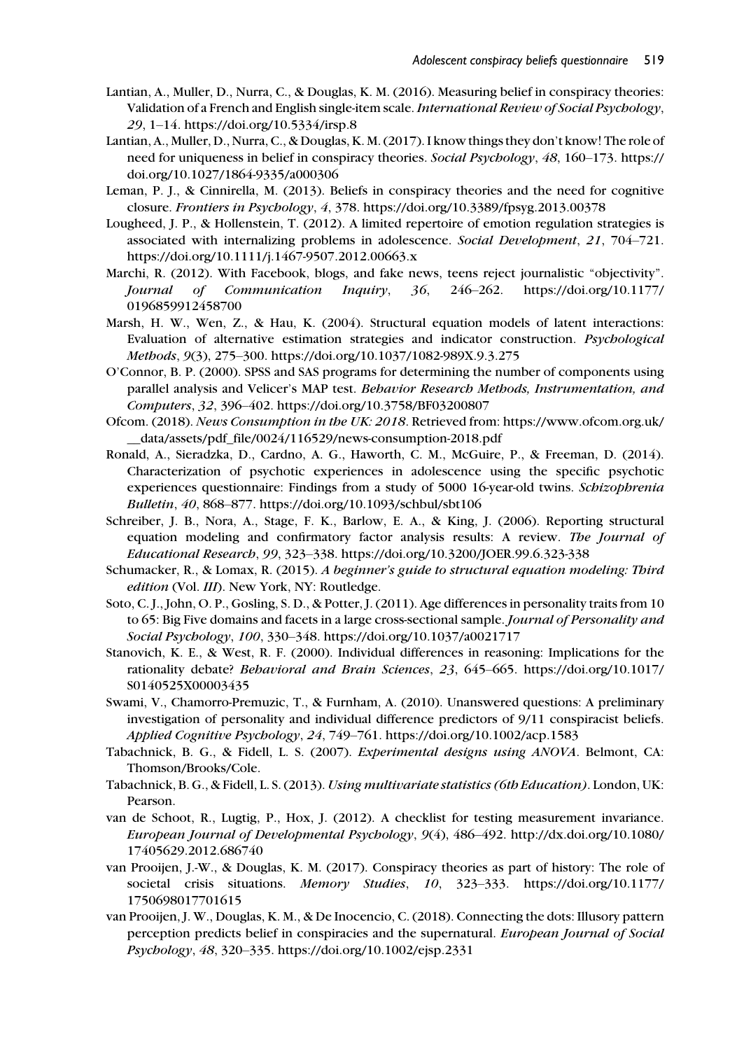Lantian, A., Muller, D., Nurra, C., & Douglas, K. M. (2016). Measuring belief in conspiracy theories: Validation of a French and English single-item scale. *International Review of Social Psychology*, *29*, 1–14. https://doi.org/10.5334/irsp.8

Lantian, A., Muller, D., Nurra, C., & Douglas, K. M. (2017). I know things they don't know! The role of need for uniqueness in belief in conspiracy theories. *Social Psychology*, *48*, 160–173. https://doi.org/10.1027/1864-9335/a000306

Leman, P. J., & Cinnirella, M. (2013). Beliefs in conspiracy theories and the need for cognitive closure. *Frontiers in Psychology*, *4*, 378. https://doi.org/10.3389/fpsyg.2013.00378

Lougheed, J. P., & Hollenstein, T. (2012). A limited repertoire of emotion regulation strategies is associated with internalizing problems in adolescence. *Social Development*, *21*, 704–721. https://doi.org/10.1111/j.1467-9507.2012.00663.x

Marchi, R. (2012). With Facebook, blogs, and fake news, teens reject journalistic "objectivity". *Journal of Communication Inquiry*, *36*, 246–262. https://doi.org/10.1177/0196859912458700

Marsh, H. W., Wen, Z., & Hau, K. (2004). Structural equation models of latent interactions: Evaluation of alternative estimation strategies and indicator construction. *Psychological Methods*, *9*(3), 275–300. https://doi.org/10.1037/1082-989X.9.3.275

O'Connor, B. P. (2000). SPSS and SAS programs for determining the number of components using parallel analysis and Velicer's MAP test. *Behavior Research Methods, Instrumentation, and Computers*, *32*, 396–402. https://doi.org/10.3758/BF03200807

Ofcom. (2018). *News Consumption in the UK: 2018*. Retrieved from: https://www.ofcom.org.uk/__data/assets/pdf_file/0024/116529/news-consumption-2018.pdf

Ronald, A., Sieradzka, D., Cardno, A. G., Haworth, C. M., McGuire, P., & Freeman, D. (2014). Characterization of psychotic experiences in adolescence using the specific psychotic experiences questionnaire: Findings from a study of 5000 16-year-old twins. *Schizophrenia Bulletin*, *40*, 868–877. https://doi.org/10.1093/schbul/sbt106

Schreiber, J. B., Nora, A., Stage, F. K., Barlow, E. A., & King, J. (2006). Reporting structural equation modeling and confirmatory factor analysis results: A review. *The Journal of Educational Research*, *99*, 323–338. https://doi.org/10.3200/JOER.99.6.323-338

Schumacker, R., & Lomax, R. (2015). *A beginner's guide to structural equation modeling: Third edition* (Vol. *III*). New York, NY: Routledge.

Soto, C. J., John, O. P., Gosling, S. D., & Potter, J. (2011). Age differences in personality traits from 10 to 65: Big Five domains and facets in a large cross-sectional sample. *Journal of Personality and Social Psychology*, *100*, 330–348. https://doi.org/10.1037/a0021717

Stanovich, K. E., & West, R. F. (2000). Individual differences in reasoning: Implications for the rationality debate? *Behavioral and Brain Sciences*, *23*, 645–665. https://doi.org/10.1017/S0140525X00003435

Swami, V., Chamorro-Premuzic, T., & Furnham, A. (2010). Unanswered questions: A preliminary investigation of personality and individual difference predictors of 9/11 conspiracist beliefs. *Applied Cognitive Psychology*, *24*, 749–761. https://doi.org/10.1002/acp.1583

Tabachnick, B. G., & Fidell, L. S. (2007). *Experimental designs using ANOVA*. Belmont, CA: Thomson/Brooks/Cole.

Tabachnick, B. G., & Fidell, L. S. (2013). *Using multivariate statistics (6th Education)*. London, UK: Pearson.

van de Schoot, R., Lugtig, P., Hox, J. (2012). A checklist for testing measurement invariance. *European Journal of Developmental Psychology*, *9*(4), 486–492. http://dx.doi.org/10.1080/17405629.2012.686740

van Prooijen, J.-W., & Douglas, K. M. (2017). Conspiracy theories as part of history: The role of societal crisis situations. *Memory Studies*, *10*, 323–333. https://doi.org/10.1177/1750698017701615

van Prooijen, J. W., Douglas, K. M., & De Inocencio, C. (2018). Connecting the dots: Illusory pattern perception predicts belief in conspiracies and the supernatural. *European Journal of Social Psychology*, *48*, 320–335. https://doi.org/10.1002/ejsp.2331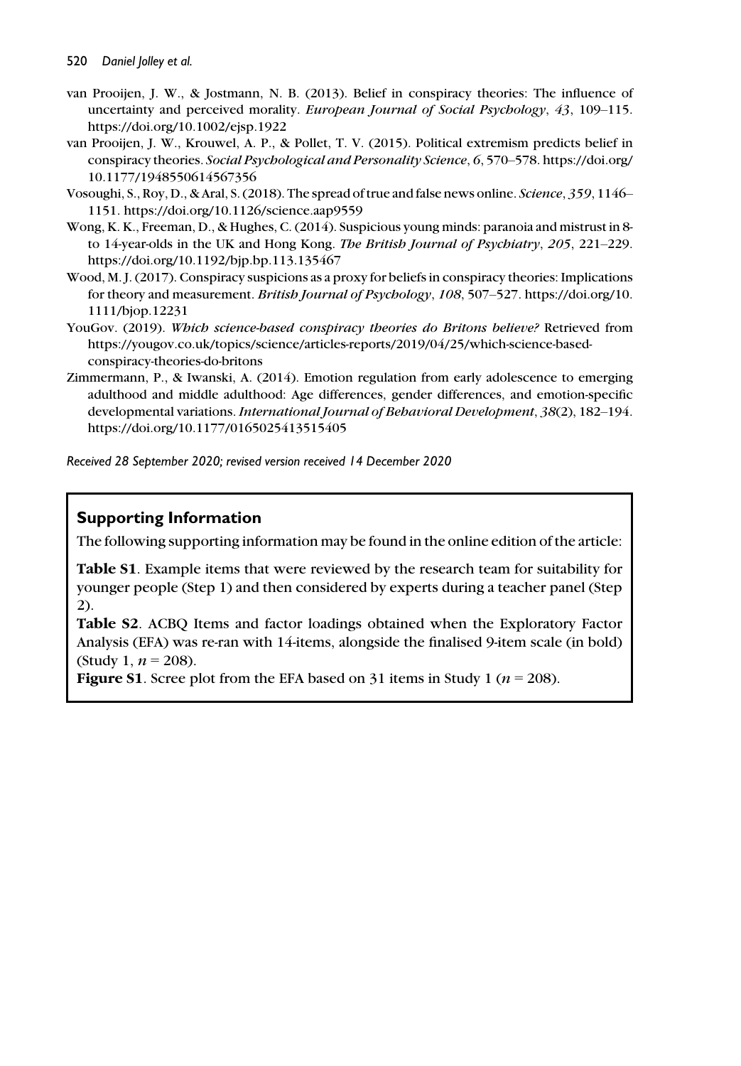van Prooijen, J. W., & Jostmann, N. B. (2013). Belief in conspiracy theories: The influence of uncertainty and perceived morality. *European Journal of Social Psychology*, *43*, 109–115. https://doi.org/10.1002/ejsp.1922

van Prooijen, J. W., Krouwel, A. P., & Pollet, T. V. (2015). Political extremism predicts belief in conspiracy theories. *Social Psychological and Personality Science*, *6*, 570–578. https://doi.org/10.1177/1948550614567356

Vosoughi, S., Roy, D., & Aral, S. (2018). The spread of true and false news online. *Science*, *359*, 1146–1151. https://doi.org/10.1126/science.aap9559

Wong, K. K., Freeman, D., & Hughes, C. (2014). Suspicious young minds: paranoia and mistrust in 8- to 14-year-olds in the UK and Hong Kong. *The British Journal of Psychiatry*, *205*, 221–229. https://doi.org/10.1192/bjp.bp.113.135467

Wood, M. J. (2017). Conspiracy suspicions as a proxy for beliefs in conspiracy theories: Implications for theory and measurement. *British Journal of Psychology*, *108*, 507–527. https://doi.org/10.1111/bjop.12231

YouGov. (2019). *Which science-based conspiracy theories do Britons believe?* Retrieved from https://yougov.co.uk/topics/science/articles-reports/2019/04/25/which-science-based-conspiracy-theories-do-britons

Zimmermann, P., & Iwanski, A. (2014). Emotion regulation from early adolescence to emerging adulthood and middle adulthood: Age differences, gender differences, and emotion-specific developmental variations. *International Journal of Behavioral Development*, *38*(2), 182–194. https://doi.org/10.1177/0165025413515405

*Received 28 September 2020; revised version received 14 December 2020*

## Supporting Information

The following supporting information may be found in the online edition of the article:

**Table S1**. Example items that were reviewed by the research team for suitability for younger people (Step 1) and then considered by experts during a teacher panel (Step 2).

**Table S2**. ACBQ Items and factor loadings obtained when the Exploratory Factor Analysis (EFA) was re-ran with 14-items, alongside the finalised 9-item scale (in bold) (Study 1, $n = 208$).

**Figure S1**. Scree plot from the EFA based on 31 items in Study 1 ($n = 208$).